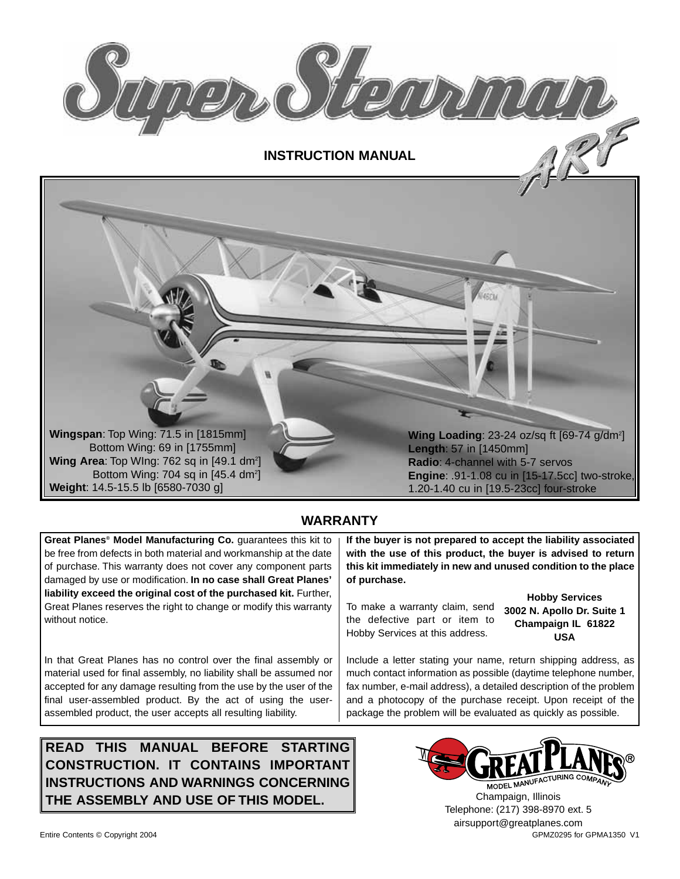# Super Stearman ARF

## INSTRUCTION MANUAL

**Wingspan**: Top Wing: 71.5 in [1815mm]
Bottom Wing: 69 in [1755mm]
**Wing Area**: Top WIng: 762 sq in [49.1 dm²]
Bottom Wing: 704 sq in [45.4 dm²]
**Weight**: 14.5-15.5 lb [6580-7030 g]

**Wing Loading**: 23-24 oz/sq ft [69-74 g/dm²]
**Length**: 57 in [1450mm]
**Radio**: 4-channel with 5-7 servos
**Engine**: .91-1.08 cu in [15-17.5cc] two-stroke, 1.20-1.40 cu in [19.5-23cc] four-stroke

## WARRANTY

**Great Planes® Model Manufacturing Co.** guarantees this kit to be free from defects in both material and workmanship at the date of purchase. This warranty does not cover any component parts damaged by use or modification. **In no case shall Great Planes' liability exceed the original cost of the purchased kit.** Further, Great Planes reserves the right to change or modify this warranty without notice.

In that Great Planes has no control over the final assembly or material used for final assembly, no liability shall be assumed nor accepted for any damage resulting from the use by the user of the final user-assembled product. By the act of using the user-assembled product, the user accepts all resulting liability.

**If the buyer is not prepared to accept the liability associated with the use of this product, the buyer is advised to return this kit immediately in new and unused condition to the place of purchase.**

To make a warranty claim, send the defective part or item to Hobby Services at this address.

**Hobby Services**
**3002 N. Apollo Dr. Suite 1**
**Champaign IL 61822**
**USA**

Include a letter stating your name, return shipping address, as much contact information as possible (daytime telephone number, fax number, e-mail address), a detailed description of the problem and a photocopy of the purchase receipt. Upon receipt of the package the problem will be evaluated as quickly as possible.

**READ THIS MANUAL BEFORE STARTING CONSTRUCTION. IT CONTAINS IMPORTANT INSTRUCTIONS AND WARNINGS CONCERNING THE ASSEMBLY AND USE OF THIS MODEL.**

GREAT PLANES® MODEL MANUFACTURING COMPANY
Champaign, Illinois
Telephone: (217) 398-8970 ext. 5
airsupport@greatplanes.com

Entire Contents © Copyright 2004

GPMZ0295 for GPMA1350 V1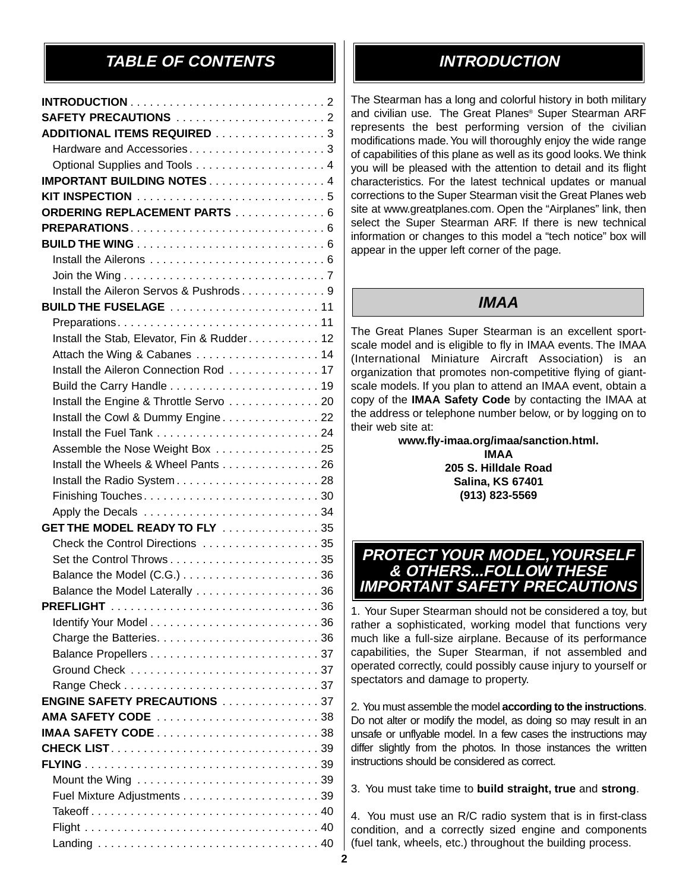## TABLE OF CONTENTS

**INTRODUCTION** . . . . . . . . . . . . . . . . . . . . . . . . . . . . . 2
**SAFETY PRECAUTIONS** . . . . . . . . . . . . . . . . . . . . . . . 2
**ADDITIONAL ITEMS REQUIRED** . . . . . . . . . . . . . . . . . 3
- Hardware and Accessories . . . . . . . . . . . . . . . . . . . . . 3
- Optional Supplies and Tools . . . . . . . . . . . . . . . . . . . . 4

**IMPORTANT BUILDING NOTES** . . . . . . . . . . . . . . . . . . 4
**KIT INSPECTION** . . . . . . . . . . . . . . . . . . . . . . . . . . . . . 5
**ORDERING REPLACEMENT PARTS** . . . . . . . . . . . . . . 6
**PREPARATIONS** . . . . . . . . . . . . . . . . . . . . . . . . . . . . . 6
**BUILD THE WING** . . . . . . . . . . . . . . . . . . . . . . . . . . . . 6
- Install the Ailerons . . . . . . . . . . . . . . . . . . . . . . . . . . . 6
- Join the Wing . . . . . . . . . . . . . . . . . . . . . . . . . . . . . . . 7
- Install the Aileron Servos & Pushrods . . . . . . . . . . . . . 9

**BUILD THE FUSELAGE** . . . . . . . . . . . . . . . . . . . . . . . 11
- Preparations . . . . . . . . . . . . . . . . . . . . . . . . . . . . . . . 11
- Install the Stab, Elevator, Fin & Rudder . . . . . . . . . . . 12
- Attach the Wing & Cabanes . . . . . . . . . . . . . . . . . . . 14
- Install the Aileron Connection Rod . . . . . . . . . . . . . . 17
- Build the Carry Handle . . . . . . . . . . . . . . . . . . . . . . . 19
- Install the Engine & Throttle Servo . . . . . . . . . . . . . . 20
- Install the Cowl & Dummy Engine . . . . . . . . . . . . . . . 22
- Install the Fuel Tank . . . . . . . . . . . . . . . . . . . . . . . . . 24
- Assemble the Nose Weight Box . . . . . . . . . . . . . . . . 25
- Install the Wheels & Wheel Pants . . . . . . . . . . . . . . . 26
- Install the Radio System . . . . . . . . . . . . . . . . . . . . . . 28
- Finishing Touches . . . . . . . . . . . . . . . . . . . . . . . . . . . 30
- Apply the Decals . . . . . . . . . . . . . . . . . . . . . . . . . . . 34

**GET THE MODEL READY TO FLY** . . . . . . . . . . . . . . . 35
- Check the Control Directions . . . . . . . . . . . . . . . . . . 35
- Set the Control Throws . . . . . . . . . . . . . . . . . . . . . . . 35
- Balance the Model (C.G.) . . . . . . . . . . . . . . . . . . . . . 36
- Balance the Model Laterally . . . . . . . . . . . . . . . . . . . 36

**PREFLIGHT** . . . . . . . . . . . . . . . . . . . . . . . . . . . . . . . . 36
- Identify Your Model . . . . . . . . . . . . . . . . . . . . . . . . . . 36
- Charge the Batteries. . . . . . . . . . . . . . . . . . . . . . . . . 36
- Balance Propellers . . . . . . . . . . . . . . . . . . . . . . . . . . 37
- Ground Check . . . . . . . . . . . . . . . . . . . . . . . . . . . . . 37
- Range Check . . . . . . . . . . . . . . . . . . . . . . . . . . . . . . 37

**ENGINE SAFETY PRECAUTIONS** . . . . . . . . . . . . . . . 37
**AMA SAFETY CODE** . . . . . . . . . . . . . . . . . . . . . . . . . 38
**IMAA SAFETY CODE** . . . . . . . . . . . . . . . . . . . . . . . . . 38
**CHECK LIST** . . . . . . . . . . . . . . . . . . . . . . . . . . . . . . . . 39
**FLYING** . . . . . . . . . . . . . . . . . . . . . . . . . . . . . . . . . . . . 39
- Mount the Wing . . . . . . . . . . . . . . . . . . . . . . . . . . . . 39
- Fuel Mixture Adjustments . . . . . . . . . . . . . . . . . . . . . 39
- Takeoff . . . . . . . . . . . . . . . . . . . . . . . . . . . . . . . . . . . 40
- Flight . . . . . . . . . . . . . . . . . . . . . . . . . . . . . . . . . . . . 40
- Landing . . . . . . . . . . . . . . . . . . . . . . . . . . . . . . . . . . 40

## INTRODUCTION

The Stearman has a long and colorful history in both military and civilian use. The Great Planes® Super Stearman ARF represents the best performing version of the civilian modifications made. You will thoroughly enjoy the wide range of capabilities of this plane as well as its good looks. We think you will be pleased with the attention to detail and its flight characteristics. For the latest technical updates or manual corrections to the Super Stearman visit the Great Planes web site at www.greatplanes.com. Open the "Airplanes" link, then select the Super Stearman ARF. If there is new technical information or changes to this model a "tech notice" box will appear in the upper left corner of the page.

## IMAA

The Great Planes Super Stearman is an excellent sport-scale model and is eligible to fly in IMAA events. The IMAA (International Miniature Aircraft Association) is an organization that promotes non-competitive flying of giant-scale models. If you plan to attend an IMAA event, obtain a copy of the **IMAA Safety Code** by contacting the IMAA at the address or telephone number below, or by logging on to their web site at:

**www.fly-imaa.org/imaa/sanction.html.**
**IMAA**
**205 S. Hilldale Road**
**Salina, KS 67401**
**(913) 823-5569**

## PROTECT YOUR MODEL,YOURSELF & OTHERS...FOLLOW THESE IMPORTANT SAFETY PRECAUTIONS

1. Your Super Stearman should not be considered a toy, but rather a sophisticated, working model that functions very much like a full-size airplane. Because of its performance capabilities, the Super Stearman, if not assembled and operated correctly, could possibly cause injury to yourself or spectators and damage to property.

2. You must assemble the model **according to the instructions**. Do not alter or modify the model, as doing so may result in an unsafe or unflyable model. In a few cases the instructions may differ slightly from the photos. In those instances the written instructions should be considered as correct.

3. You must take time to **build straight, true** and **strong**.

4. You must use an R/C radio system that is in first-class condition, and a correctly sized engine and components (fuel tank, wheels, etc.) throughout the building process.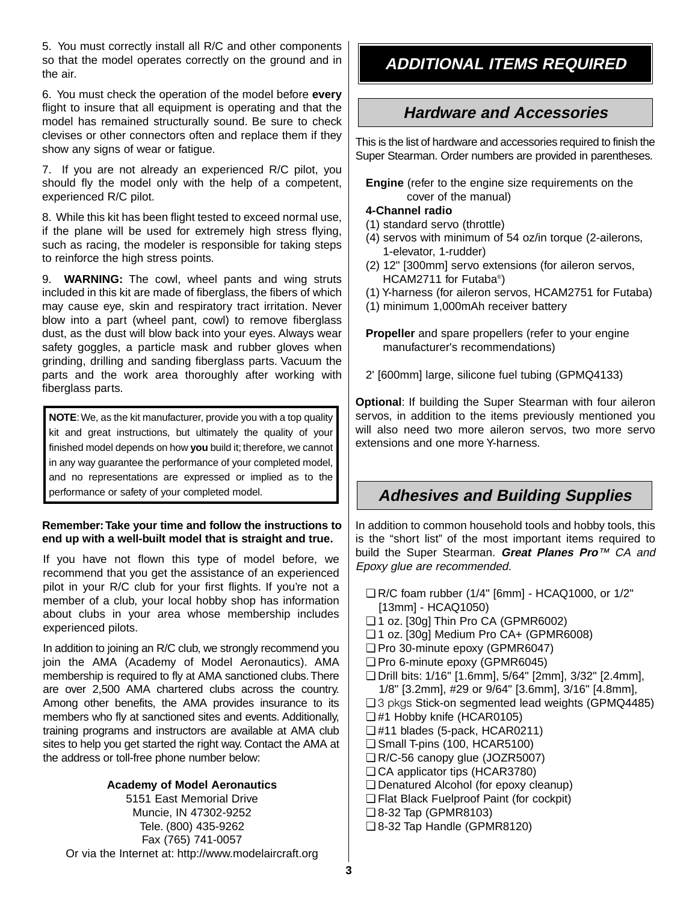5. You must correctly install all R/C and other components so that the model operates correctly on the ground and in the air.

6. You must check the operation of the model before **every** flight to insure that all equipment is operating and that the model has remained structurally sound. Be sure to check clevises or other connectors often and replace them if they show any signs of wear or fatigue.

7. If you are not already an experienced R/C pilot, you should fly the model only with the help of a competent, experienced R/C pilot.

8. While this kit has been flight tested to exceed normal use, if the plane will be used for extremely high stress flying, such as racing, the modeler is responsible for taking steps to reinforce the high stress points.

9. **WARNING:** The cowl, wheel pants and wing struts included in this kit are made of fiberglass, the fibers of which may cause eye, skin and respiratory tract irritation. Never blow into a part (wheel pant, cowl) to remove fiberglass dust, as the dust will blow back into your eyes. Always wear safety goggles, a particle mask and rubber gloves when grinding, drilling and sanding fiberglass parts. Vacuum the parts and the work area thoroughly after working with fiberglass parts.

**NOTE**: We, as the kit manufacturer, provide you with a top quality kit and great instructions, but ultimately the quality of your finished model depends on how **you** build it; therefore, we cannot in any way guarantee the performance of your completed model, and no representations are expressed or implied as to the performance or safety of your completed model.

**Remember: Take your time and follow the instructions to end up with a well-built model that is straight and true.**

If you have not flown this type of model before, we recommend that you get the assistance of an experienced pilot in your R/C club for your first flights. If you're not a member of a club, your local hobby shop has information about clubs in your area whose membership includes experienced pilots.

In addition to joining an R/C club, we strongly recommend you join the AMA (Academy of Model Aeronautics). AMA membership is required to fly at AMA sanctioned clubs. There are over 2,500 AMA chartered clubs across the country. Among other benefits, the AMA provides insurance to its members who fly at sanctioned sites and events. Additionally, training programs and instructors are available at AMA club sites to help you get started the right way. Contact the AMA at the address or toll-free phone number below:

**Academy of Model Aeronautics**
5151 East Memorial Drive
Muncie, IN 47302-9252
Tele. (800) 435-9262
Fax (765) 741-0057
Or via the Internet at: http://www.modelaircraft.org

# ADDITIONAL ITEMS REQUIRED

## Hardware and Accessories

This is the list of hardware and accessories required to finish the Super Stearman. Order numbers are provided in parentheses.

**Engine** (refer to the engine size requirements on the cover of the manual)
**4-Channel radio**
(1) standard servo (throttle)
(4) servos with minimum of 54 oz/in torque (2-ailerons, 1-elevator, 1-rudder)
(2) 12" [300mm] servo extensions (for aileron servos, HCAM2711 for Futaba®)
(1) Y-harness (for aileron servos, HCAM2751 for Futaba)
(1) minimum 1,000mAh receiver battery

**Propeller** and spare propellers (refer to your engine manufacturer's recommendations)

2' [600mm] large, silicone fuel tubing (GPMQ4133)

**Optional**: If building the Super Stearman with four aileron servos, in addition to the items previously mentioned you will also need two more aileron servos, two more servo extensions and one more Y-harness.

## Adhesives and Building Supplies

In addition to common household tools and hobby tools, this is the "short list" of the most important items required to build the Super Stearman. ***Great Planes Pro™*** *CA and Epoxy glue are recommended.*

- ❑ R/C foam rubber (1/4" [6mm] - HCAQ1000, or 1/2" [13mm] - HCAQ1050)
- ❑ 1 oz. [30g] Thin Pro CA (GPMR6002)
- ❑ 1 oz. [30g] Medium Pro CA+ (GPMR6008)
- ❑ Pro 30-minute epoxy (GPMR6047)
- ❑ Pro 6-minute epoxy (GPMR6045)
- ❑ Drill bits: 1/16" [1.6mm], 5/64" [2mm], 3/32" [2.4mm], 1/8" [3.2mm], #29 or 9/64" [3.6mm], 3/16" [4.8mm],
- ❑ 3 pkgs Stick-on segmented lead weights (GPMQ4485)
- ❑ #1 Hobby knife (HCAR0105)
- ❑ #11 blades (5-pack, HCAR0211)
- ❑ Small T-pins (100, HCAR5100)
- ❑ R/C-56 canopy glue (JOZR5007)
- ❑ CA applicator tips (HCAR3780)
- ❑ Denatured Alcohol (for epoxy cleanup)
- ❑ Flat Black Fuelproof Paint (for cockpit)
- ❑ 8-32 Tap (GPMR8103)
- ❑ 8-32 Tap Handle (GPMR8120)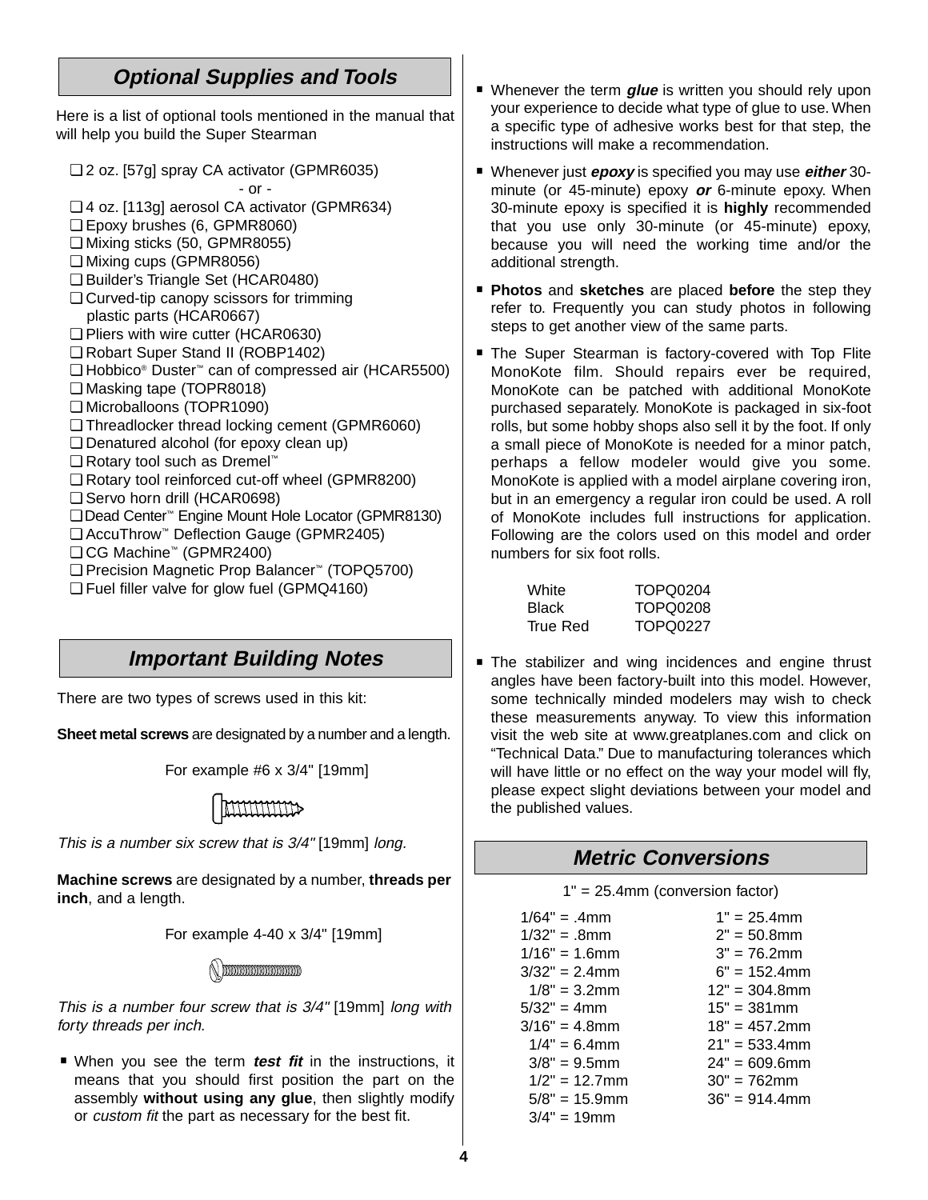## Optional Supplies and Tools

Here is a list of optional tools mentioned in the manual that will help you build the Super Stearman

- ❑ 2 oz. [57g] spray CA activator (GPMR6035)
  - or -
- ❑ 4 oz. [113g] aerosol CA activator (GPMR634)
- ❑ Epoxy brushes (6, GPMR8060)
- ❑ Mixing sticks (50, GPMR8055)
- ❑ Mixing cups (GPMR8056)
- ❑ Builder's Triangle Set (HCAR0480)
- ❑ Curved-tip canopy scissors for trimming plastic parts (HCAR0667)
- ❑ Pliers with wire cutter (HCAR0630)
- ❑ Robart Super Stand II (ROBP1402)
- ❑ Hobbico® Duster™ can of compressed air (HCAR5500)
- ❑ Masking tape (TOPR8018)
- ❑ Microballoons (TOPR1090)
- ❑ Threadlocker thread locking cement (GPMR6060)
- ❑ Denatured alcohol (for epoxy clean up)
- ❑ Rotary tool such as Dremel™
- ❑ Rotary tool reinforced cut-off wheel (GPMR8200)
- ❑ Servo horn drill (HCAR0698)
- ❑ Dead Center™ Engine Mount Hole Locator (GPMR8130)
- ❑ AccuThrow™ Deflection Gauge (GPMR2405)
- ❑ CG Machine™ (GPMR2400)
- ❑ Precision Magnetic Prop Balancer™ (TOPQ5700)
- ❑ Fuel filler valve for glow fuel (GPMQ4160)

## Important Building Notes

There are two types of screws used in this kit:

**Sheet metal screws** are designated by a number and a length.

For example #6 x 3/4" [19mm]

*This is a number six screw that is 3/4"* [19mm] *long.*

**Machine screws** are designated by a number, **threads per inch**, and a length.

For example 4-40 x 3/4" [19mm]

*This is a number four screw that is 3/4"* [19mm] *long with forty threads per inch.*

- When you see the term ***test fit*** in the instructions, it means that you should first position the part on the assembly **without using any glue**, then slightly modify or *custom fit* the part as necessary for the best fit.
- Whenever the term ***glue*** is written you should rely upon your experience to decide what type of glue to use. When a specific type of adhesive works best for that step, the instructions will make a recommendation.
- Whenever just ***epoxy*** is specified you may use ***either*** 30-minute (or 45-minute) epoxy ***or*** 6-minute epoxy. When 30-minute epoxy is specified it is **highly** recommended that you use only 30-minute (or 45-minute) epoxy, because you will need the working time and/or the additional strength.
- **Photos** and **sketches** are placed **before** the step they refer to. Frequently you can study photos in following steps to get another view of the same parts.
- The Super Stearman is factory-covered with Top Flite MonoKote film. Should repairs ever be required, MonoKote can be patched with additional MonoKote purchased separately. MonoKote is packaged in six-foot rolls, but some hobby shops also sell it by the foot. If only a small piece of MonoKote is needed for a minor patch, perhaps a fellow modeler would give you some. MonoKote is applied with a model airplane covering iron, but in an emergency a regular iron could be used. A roll of MonoKote includes full instructions for application. Following are the colors used on this model and order numbers for six foot rolls.

| | |
|---|---|
| White | TOPQ0204 |
| Black | TOPQ0208 |
| True Red | TOPQ0227 |

- The stabilizer and wing incidences and engine thrust angles have been factory-built into this model. However, some technically minded modelers may wish to check these measurements anyway. To view this information visit the web site at www.greatplanes.com and click on "Technical Data." Due to manufacturing tolerances which will have little or no effect on the way your model will fly, please expect slight deviations between your model and the published values.

## Metric Conversions

1" = 25.4mm (conversion factor)

| | |
|---|---|
| 1/64" = .4mm | 1" = 25.4mm |
| 1/32" = .8mm | 2" = 50.8mm |
| 1/16" = 1.6mm | 3" = 76.2mm |
| 3/32" = 2.4mm | 6" = 152.4mm |
| 1/8" = 3.2mm | 12" = 304.8mm |
| 5/32" = 4mm | 15" = 381mm |
| 3/16" = 4.8mm | 18" = 457.2mm |
| 1/4" = 6.4mm | 21" = 533.4mm |
| 3/8" = 9.5mm | 24" = 609.6mm |
| 1/2" = 12.7mm | 30" = 762mm |
| 5/8" = 15.9mm | 36" = 914.4mm |
| 3/4" = 19mm | |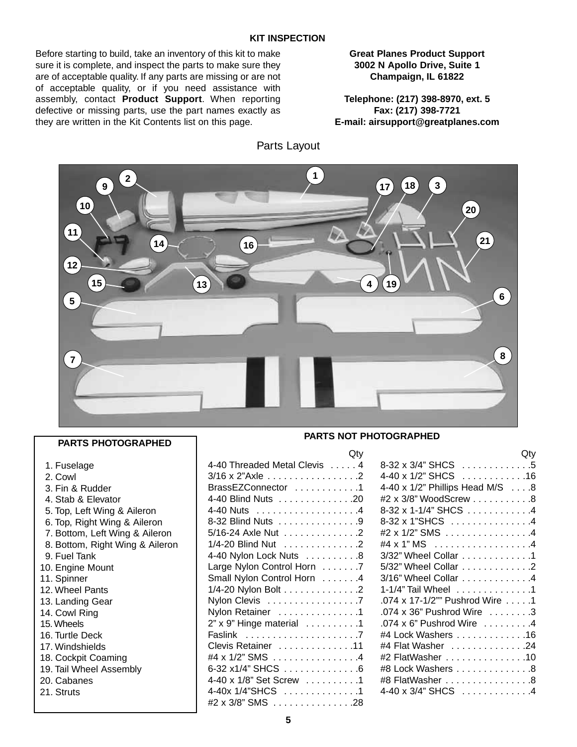## KIT INSPECTION

Before starting to build, take an inventory of this kit to make sure it is complete, and inspect the parts to make sure they are of acceptable quality. If any parts are missing or are not of acceptable quality, or if you need assistance with assembly, contact **Product Support**. When reporting defective or missing parts, use the part names exactly as they are written in the Kit Contents list on this page.

**Great Planes Product Support**
**3002 N Apollo Drive, Suite 1**
**Champaign, IL 61822**

**Telephone: (217) 398-8970, ext. 5**
**Fax: (217) 398-7721**
**E-mail: airsupport@greatplanes.com**

Parts Layout

### PARTS PHOTOGRAPHED

1. Fuselage
2. Cowl
3. Fin & Rudder
4. Stab & Elevator
5. Top, Left Wing & Aileron
6. Top, Right Wing & Aileron
7. Bottom, Left Wing & Aileron
8. Bottom, Right Wing & Aileron
9. Fuel Tank
10. Engine Mount
11. Spinner
12. Wheel Pants
13. Landing Gear
14. Cowl Ring
15. Wheels
16. Turtle Deck
17. Windshields
18. Cockpit Coaming
19. Tail Wheel Assembly
20. Cabanes
21. Struts

### PARTS NOT PHOTOGRAPHED

| Part | Qty |
|---|---|
| 4-40 Threaded Metal Clevis | 4 |
| 3/16 x 2"Axle | 2 |
| BrassEZConnector | 1 |
| 4-40 Blind Nuts | 20 |
| 4-40 Nuts | 4 |
| 8-32 Blind Nuts | 9 |
| 5/16-24 Axle Nut | 2 |
| 1/4-20 Blind Nut | 2 |
| 4-40 Nylon Lock Nuts | 8 |
| Large Nylon Control Horn | 7 |
| Small Nylon Control Horn | 4 |
| 1/4-20 Nylon Bolt | 2 |
| Nylon Clevis | 7 |
| Nylon Retainer | 1 |
| 2" x 9" Hinge material | 1 |
| Faslink | 7 |
| Clevis Retainer | 11 |
| #4 x 1/2" SMS | 4 |
| 6-32 x1/4" SHCS | 6 |
| 4-40 x 1/8" Set Screw | 1 |
| 4-40x 1/4"SHCS | 1 |
| #2 x 3/8" SMS | 28 |

| Part | Qty |
|---|---|
| 8-32 x 3/4" SHCS | 5 |
| 4-40 x 1/2" SHCS | 16 |
| 4-40 x 1/2" Phillips Head M/S | 8 |
| #2 x 3/8" WoodScrew | 8 |
| 8-32 x 1-1/4" SHCS | 4 |
| 8-32 x 1"SHCS | 4 |
| #2 x 1/2" SMS | 4 |
| #4 x 1" MS | 4 |
| 3/32" Wheel Collar | 1 |
| 5/32" Wheel Collar | 2 |
| 3/16" Wheel Collar | 4 |
| 1-1/4" Tail Wheel | 1 |
| .074 x 17-1/2"" Pushrod Wire | 1 |
| .074 x 36" Pushrod Wire | 3 |
| .074 x 6" Pushrod Wire | 4 |
| #4 Lock Washers | 16 |
| #4 Flat Washer | 24 |
| #2 FlatWasher | 10 |
| #8 Lock Washers | 8 |
| #8 FlatWasher | 8 |
| 4-40 x 3/4" SHCS | 4 |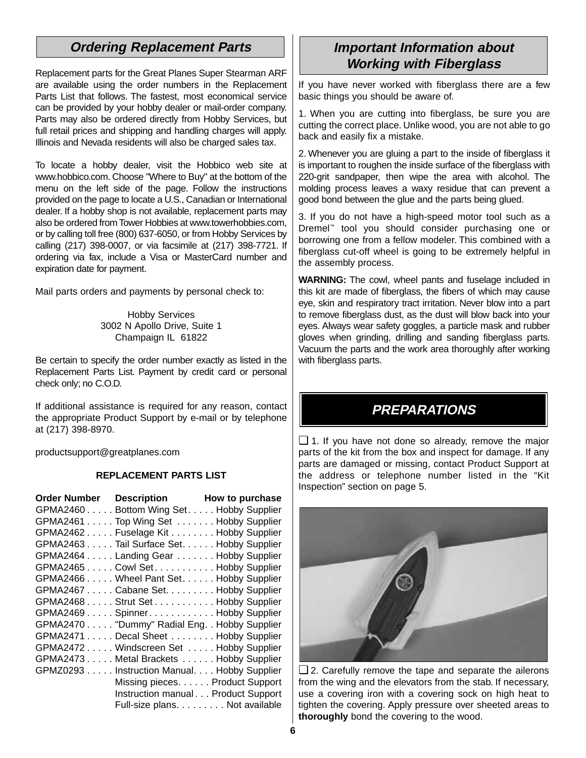## Ordering Replacement Parts

Replacement parts for the Great Planes Super Stearman ARF are available using the order numbers in the Replacement Parts List that follows. The fastest, most economical service can be provided by your hobby dealer or mail-order company. Parts may also be ordered directly from Hobby Services, but full retail prices and shipping and handling charges will apply. Illinois and Nevada residents will also be charged sales tax.

To locate a hobby dealer, visit the Hobbico web site at www.hobbico.com. Choose "Where to Buy" at the bottom of the menu on the left side of the page. Follow the instructions provided on the page to locate a U.S., Canadian or International dealer. If a hobby shop is not available, replacement parts may also be ordered from Tower Hobbies at www.towerhobbies.com, or by calling toll free (800) 637-6050, or from Hobby Services by calling (217) 398-0007, or via facsimile at (217) 398-7721. If ordering via fax, include a Visa or MasterCard number and expiration date for payment.

Mail parts orders and payments by personal check to:

Hobby Services
3002 N Apollo Drive, Suite 1
Champaign IL 61822

Be certain to specify the order number exactly as listed in the Replacement Parts List. Payment by credit card or personal check only; no C.O.D.

If additional assistance is required for any reason, contact the appropriate Product Support by e-mail or by telephone at (217) 398-8970.

productsupport@greatplanes.com

**REPLACEMENT PARTS LIST**

| Order Number | Description | How to purchase |
|---|---|---|
| GPMA2460 | Bottom Wing Set | Hobby Supplier |
| GPMA2461 | Top Wing Set | Hobby Supplier |
| GPMA2462 | Fuselage Kit | Hobby Supplier |
| GPMA2463 | Tail Surface Set | Hobby Supplier |
| GPMA2464 | Landing Gear | Hobby Supplier |
| GPMA2465 | Cowl Set | Hobby Supplier |
| GPMA2466 | Wheel Pant Set | Hobby Supplier |
| GPMA2467 | Cabane Set | Hobby Supplier |
| GPMA2468 | Strut Set | Hobby Supplier |
| GPMA2469 | Spinner | Hobby Supplier |
| GPMA2470 | "Dummy" Radial Eng. | Hobby Supplier |
| GPMA2471 | Decal Sheet | Hobby Supplier |
| GPMA2472 | Windscreen Set | Hobby Supplier |
| GPMA2473 | Metal Brackets | Hobby Supplier |
| GPMZ0293 | Instruction Manual | Hobby Supplier |
| | Missing pieces | Product Support |
| | Instruction manual | Product Support |
| | Full-size plans | Not available |

## Important Information about Working with Fiberglass

If you have never worked with fiberglass there are a few basic things you should be aware of.

1. When you are cutting into fiberglass, be sure you are cutting the correct place. Unlike wood, you are not able to go back and easily fix a mistake.

2. Whenever you are gluing a part to the inside of fiberglass it is important to roughen the inside surface of the fiberglass with 220-grit sandpaper, then wipe the area with alcohol. The molding process leaves a waxy residue that can prevent a good bond between the glue and the parts being glued.

3. If you do not have a high-speed motor tool such as a Dremel™ tool you should consider purchasing one or borrowing one from a fellow modeler. This combined with a fiberglass cut-off wheel is going to be extremely helpful in the assembly process.

**WARNING:** The cowl, wheel pants and fuselage included in this kit are made of fiberglass, the fibers of which may cause eye, skin and respiratory tract irritation. Never blow into a part to remove fiberglass dust, as the dust will blow back into your eyes. Always wear safety goggles, a particle mask and rubber gloves when grinding, drilling and sanding fiberglass parts. Vacuum the parts and the work area thoroughly after working with fiberglass parts.

## PREPARATIONS

❑ 1. If you have not done so already, remove the major parts of the kit from the box and inspect for damage. If any parts are damaged or missing, contact Product Support at the address or telephone number listed in the "Kit Inspection" section on page 5.

❑ 2. Carefully remove the tape and separate the ailerons from the wing and the elevators from the stab. If necessary, use a covering iron with a covering sock on high heat to tighten the covering. Apply pressure over sheeted areas to **thoroughly** bond the covering to the wood.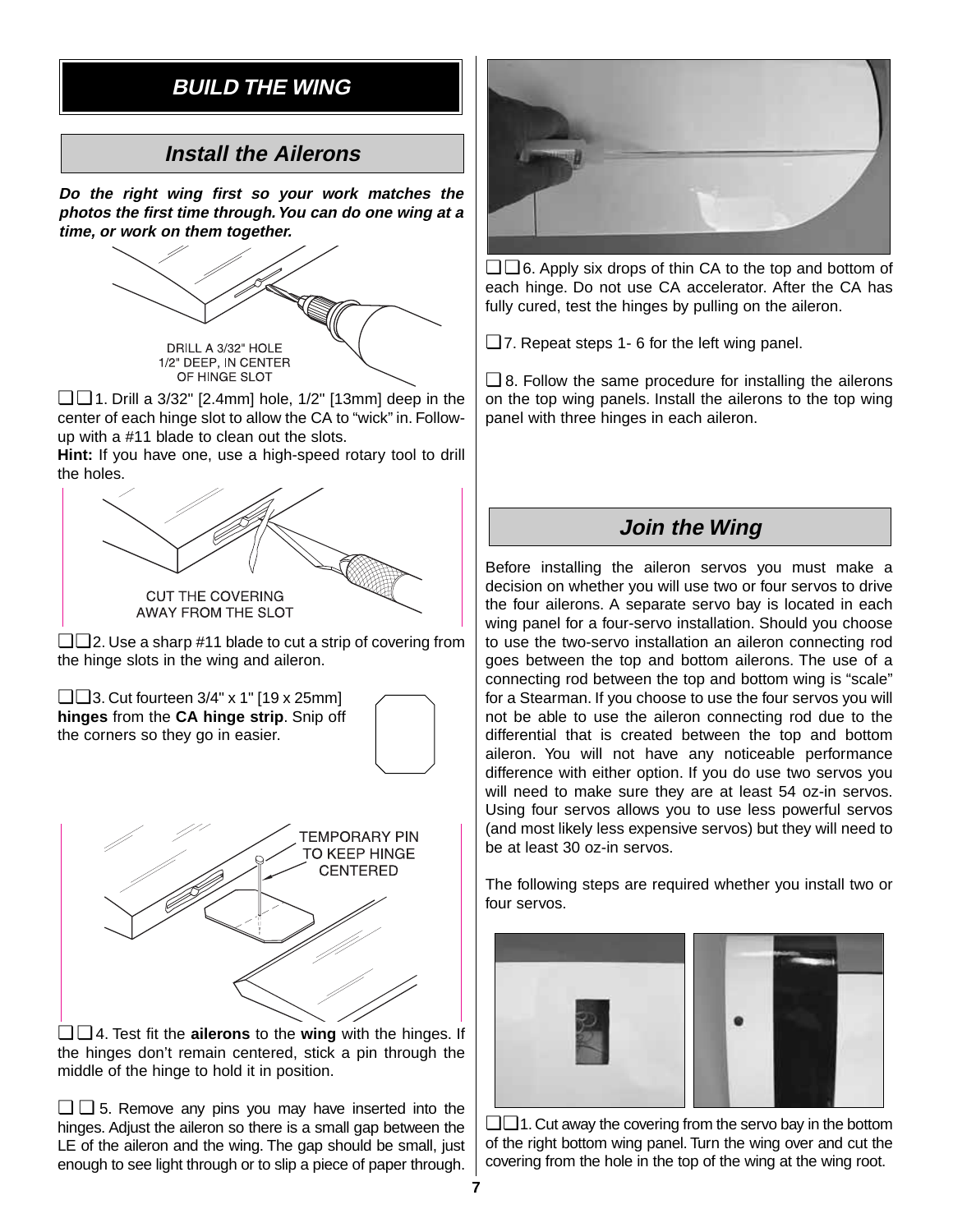# BUILD THE WING

## Install the Ailerons

***Do the right wing first so your work matches the photos the first time through. You can do one wing at a time, or work on them together.***

DRILL A 3/32" HOLE 1/2" DEEP, IN CENTER OF HINGE SLOT

❑❑1. Drill a 3/32" [2.4mm] hole, 1/2" [13mm] deep in the center of each hinge slot to allow the CA to "wick" in. Follow-up with a #11 blade to clean out the slots.

**Hint:** If you have one, use a high-speed rotary tool to drill the holes.

CUT THE COVERING AWAY FROM THE SLOT

❑❑2. Use a sharp #11 blade to cut a strip of covering from the hinge slots in the wing and aileron.

❑❑3. Cut fourteen 3/4" x 1" [19 x 25mm] **hinges** from the **CA hinge strip**. Snip off the corners so they go in easier.

TEMPORARY PIN TO KEEP HINGE CENTERED

❑❑4. Test fit the **ailerons** to the **wing** with the hinges. If the hinges don't remain centered, stick a pin through the middle of the hinge to hold it in position.

❑❑5. Remove any pins you may have inserted into the hinges. Adjust the aileron so there is a small gap between the LE of the aileron and the wing. The gap should be small, just enough to see light through or to slip a piece of paper through.

❑❑6. Apply six drops of thin CA to the top and bottom of each hinge. Do not use CA accelerator. After the CA has fully cured, test the hinges by pulling on the aileron.

❑7. Repeat steps 1- 6 for the left wing panel.

❑8. Follow the same procedure for installing the ailerons on the top wing panels. Install the ailerons to the top wing panel with three hinges in each aileron.

## Join the Wing

Before installing the aileron servos you must make a decision on whether you will use two or four servos to drive the four ailerons. A separate servo bay is located in each wing panel for a four-servo installation. Should you choose to use the two-servo installation an aileron connecting rod goes between the top and bottom ailerons. The use of a connecting rod between the top and bottom wing is "scale" for a Stearman. If you choose to use the four servos you will not be able to use the aileron connecting rod due to the differential that is created between the top and bottom aileron. You will not have any noticeable performance difference with either option. If you do use two servos you will need to make sure they are at least 54 oz-in servos. Using four servos allows you to use less powerful servos (and most likely less expensive servos) but they will need to be at least 30 oz-in servos.

The following steps are required whether you install two or four servos.

❑❑1. Cut away the covering from the servo bay in the bottom of the right bottom wing panel. Turn the wing over and cut the covering from the hole in the top of the wing at the wing root.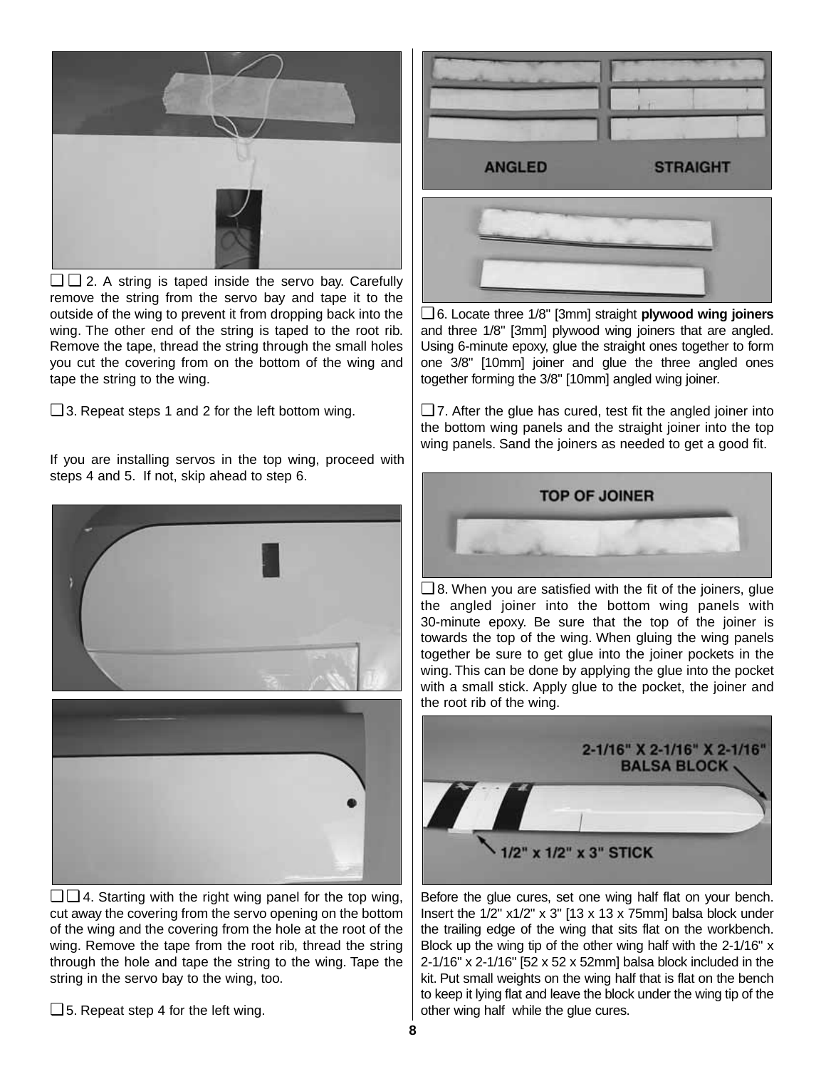❏ ❏ 2. A string is taped inside the servo bay. Carefully remove the string from the servo bay and tape it to the outside of the wing to prevent it from dropping back into the wing. The other end of the string is taped to the root rib. Remove the tape, thread the string through the small holes you cut the covering from on the bottom of the wing and tape the string to the wing.

❏ 3. Repeat steps 1 and 2 for the left bottom wing.

If you are installing servos in the top wing, proceed with steps 4 and 5. If not, skip ahead to step 6.

❏ ❏ 4. Starting with the right wing panel for the top wing, cut away the covering from the servo opening on the bottom of the wing and the covering from the hole at the root of the wing. Remove the tape from the root rib, thread the string through the hole and tape the string to the wing. Tape the string in the servo bay to the wing, too.

❏ 5. Repeat step 4 for the left wing.

ANGLED STRAIGHT

❏ 6. Locate three 1/8" [3mm] straight **plywood wing joiners** and three 1/8" [3mm] plywood wing joiners that are angled. Using 6-minute epoxy, glue the straight ones together to form one 3/8" [10mm] joiner and glue the three angled ones together forming the 3/8" [10mm] angled wing joiner.

❏ 7. After the glue has cured, test fit the angled joiner into the bottom wing panels and the straight joiner into the top wing panels. Sand the joiners as needed to get a good fit.

TOP OF JOINER

❏ 8. When you are satisfied with the fit of the joiners, glue the angled joiner into the bottom wing panels with 30-minute epoxy. Be sure that the top of the joiner is towards the top of the wing. When gluing the wing panels together be sure to get glue into the joiner pockets in the wing. This can be done by applying the glue into the pocket with a small stick. Apply glue to the pocket, the joiner and the root rib of the wing.

2-1/16" X 2-1/16" X 2-1/16" BALSA BLOCK

1/2" x 1/2" x 3" STICK

Before the glue cures, set one wing half flat on your bench. Insert the 1/2" x1/2" x 3" [13 x 13 x 75mm] balsa block under the trailing edge of the wing that sits flat on the workbench. Block up the wing tip of the other wing half with the 2-1/16" x 2-1/16" x 2-1/16" [52 x 52 x 52mm] balsa block included in the kit. Put small weights on the wing half that is flat on the bench to keep it lying flat and leave the block under the wing tip of the other wing half while the glue cures.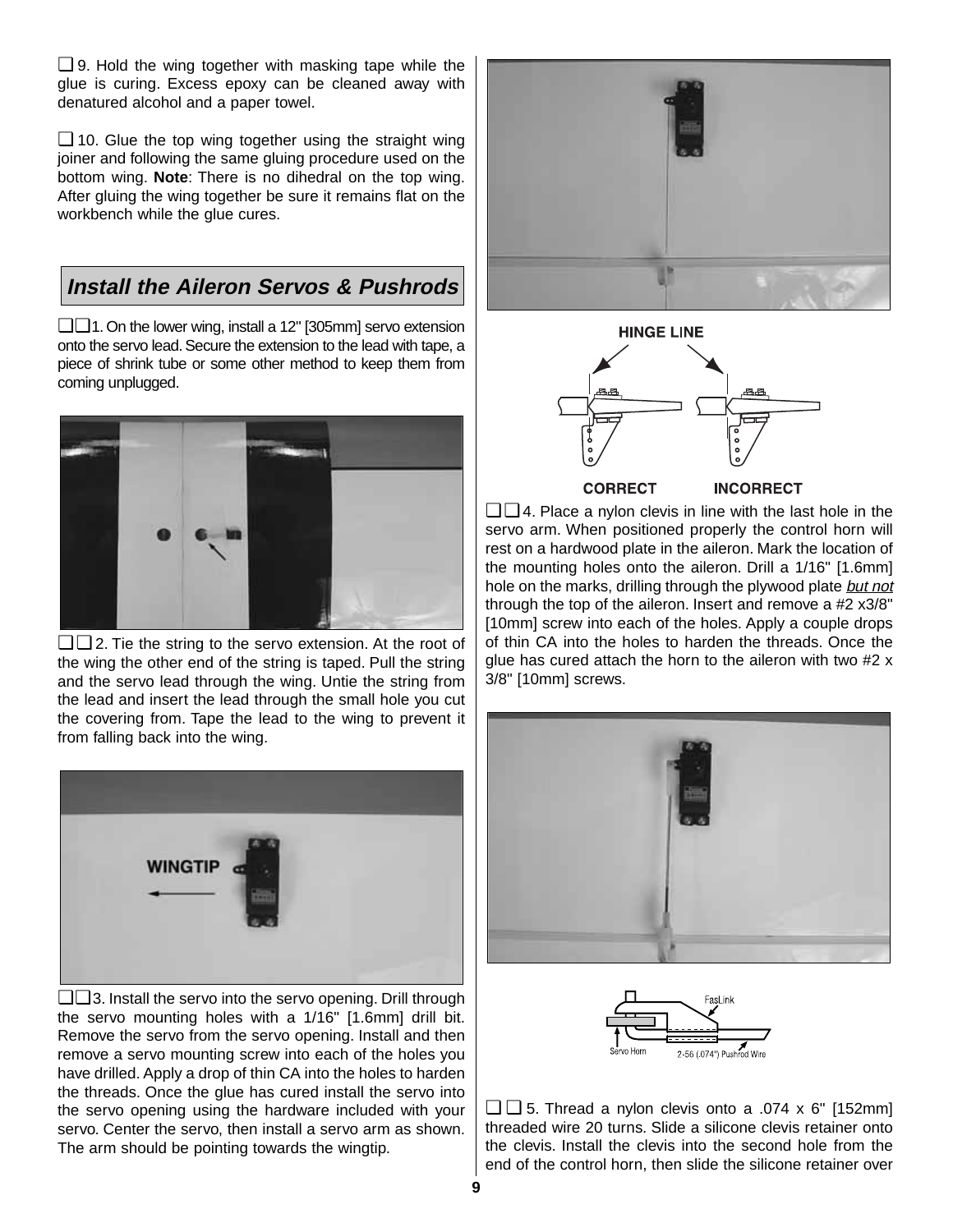❑ 9. Hold the wing together with masking tape while the glue is curing. Excess epoxy can be cleaned away with denatured alcohol and a paper towel.

❑ 10. Glue the top wing together using the straight wing joiner and following the same gluing procedure used on the bottom wing. **Note**: There is no dihedral on the top wing. After gluing the wing together be sure it remains flat on the workbench while the glue cures.

## Install the Aileron Servos & Pushrods

❑❑ 1. On the lower wing, install a 12" [305mm] servo extension onto the servo lead. Secure the extension to the lead with tape, a piece of shrink tube or some other method to keep them from coming unplugged.

❑❑ 2. Tie the string to the servo extension. At the root of the wing the other end of the string is taped. Pull the string and the servo lead through the wing. Untie the string from the lead and insert the lead through the small hole you cut the covering from. Tape the lead to the wing to prevent it from falling back into the wing.

WINGTIP

❑❑ 3. Install the servo into the servo opening. Drill through the servo mounting holes with a 1/16" [1.6mm] drill bit. Remove the servo from the servo opening. Install and then remove a servo mounting screw into each of the holes you have drilled. Apply a drop of thin CA into the holes to harden the threads. Once the glue has cured install the servo into the servo opening using the hardware included with your servo. Center the servo, then install a servo arm as shown. The arm should be pointing towards the wingtip.

HINGE LINE

CORRECT INCORRECT

❑❑ 4. Place a nylon clevis in line with the last hole in the servo arm. When positioned properly the control horn will rest on a hardwood plate in the aileron. Mark the location of the mounting holes onto the aileron. Drill a 1/16" [1.6mm] hole on the marks, drilling through the plywood plate *but not* through the top of the aileron. Insert and remove a #2 x3/8" [10mm] screw into each of the holes. Apply a couple drops of thin CA into the holes to harden the threads. Once the glue has cured attach the horn to the aileron with two #2 x 3/8" [10mm] screws.

FasLink

Servo Horn 2-56 (.074") Pushrod Wire

❑❑ 5. Thread a nylon clevis onto a .074 x 6" [152mm] threaded wire 20 turns. Slide a silicone clevis retainer onto the clevis. Install the clevis into the second hole from the end of the control horn, then slide the silicone retainer over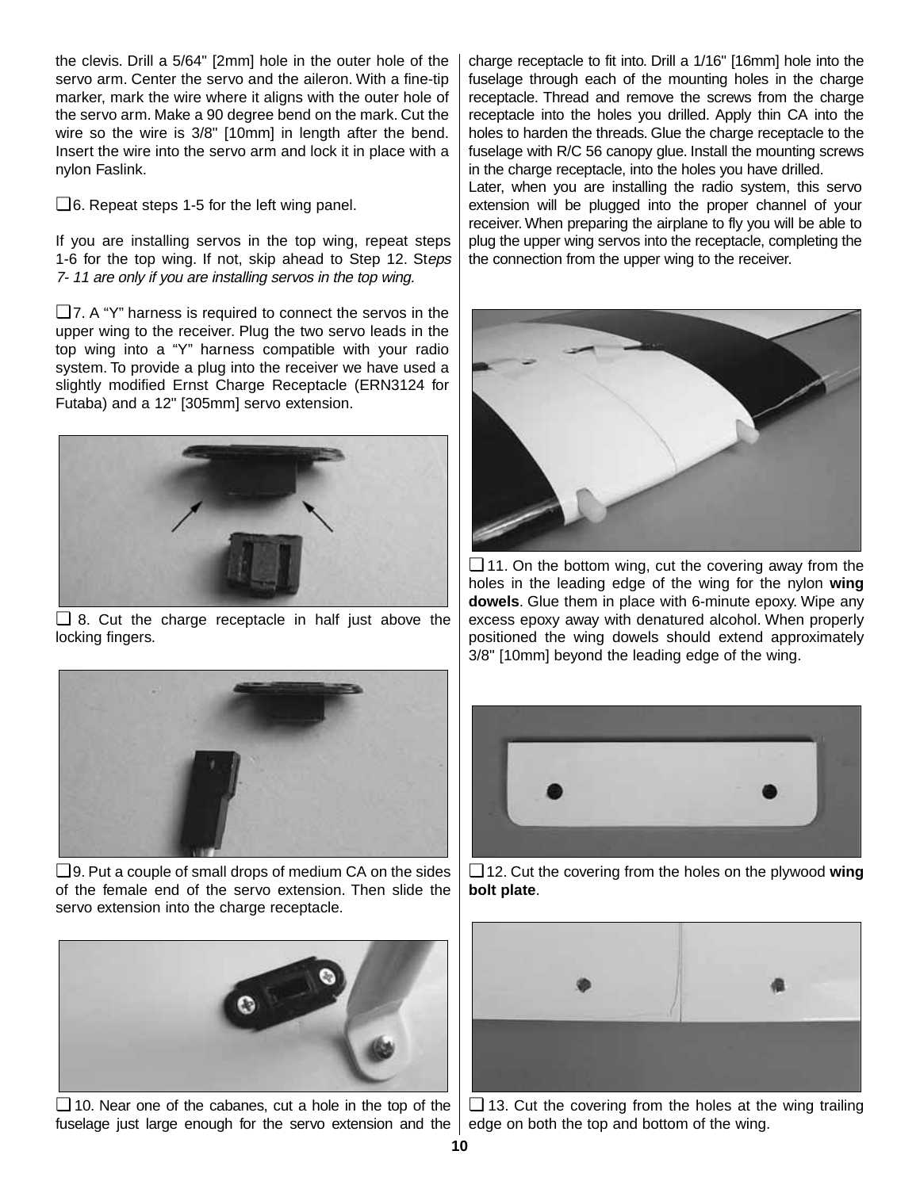the clevis. Drill a 5/64" [2mm] hole in the outer hole of the servo arm. Center the servo and the aileron. With a fine-tip marker, mark the wire where it aligns with the outer hole of the servo arm. Make a 90 degree bend on the mark. Cut the wire so the wire is 3/8" [10mm] in length after the bend. Insert the wire into the servo arm and lock it in place with a nylon Faslink.

❑ 6. Repeat steps 1-5 for the left wing panel.

If you are installing servos in the top wing, repeat steps 1-6 for the top wing. If not, skip ahead to Step 12. St*eps 7- 11 are only if you are installing servos in the top wing.*

❑ 7. A "Y" harness is required to connect the servos in the upper wing to the receiver. Plug the two servo leads in the top wing into a "Y" harness compatible with your radio system. To provide a plug into the receiver we have used a slightly modified Ernst Charge Receptacle (ERN3124 for Futaba) and a 12" [305mm] servo extension.

❑ 8. Cut the charge receptacle in half just above the locking fingers.

❑ 9. Put a couple of small drops of medium CA on the sides of the female end of the servo extension. Then slide the servo extension into the charge receptacle.

❑ 10. Near one of the cabanes, cut a hole in the top of the fuselage just large enough for the servo extension and the charge receptacle to fit into. Drill a 1/16" [16mm] hole into the fuselage through each of the mounting holes in the charge receptacle. Thread and remove the screws from the charge receptacle into the holes you drilled. Apply thin CA into the holes to harden the threads. Glue the charge receptacle to the fuselage with R/C 56 canopy glue. Install the mounting screws in the charge receptacle, into the holes you have drilled.

Later, when you are installing the radio system, this servo extension will be plugged into the proper channel of your receiver. When preparing the airplane to fly you will be able to plug the upper wing servos into the receptacle, completing the the connection from the upper wing to the receiver.

❑ 11. On the bottom wing, cut the covering away from the holes in the leading edge of the wing for the nylon **wing dowels**. Glue them in place with 6-minute epoxy. Wipe any excess epoxy away with denatured alcohol. When properly positioned the wing dowels should extend approximately 3/8" [10mm] beyond the leading edge of the wing.

❑ 12. Cut the covering from the holes on the plywood **wing bolt plate**.

❑ 13. Cut the covering from the holes at the wing trailing edge on both the top and bottom of the wing.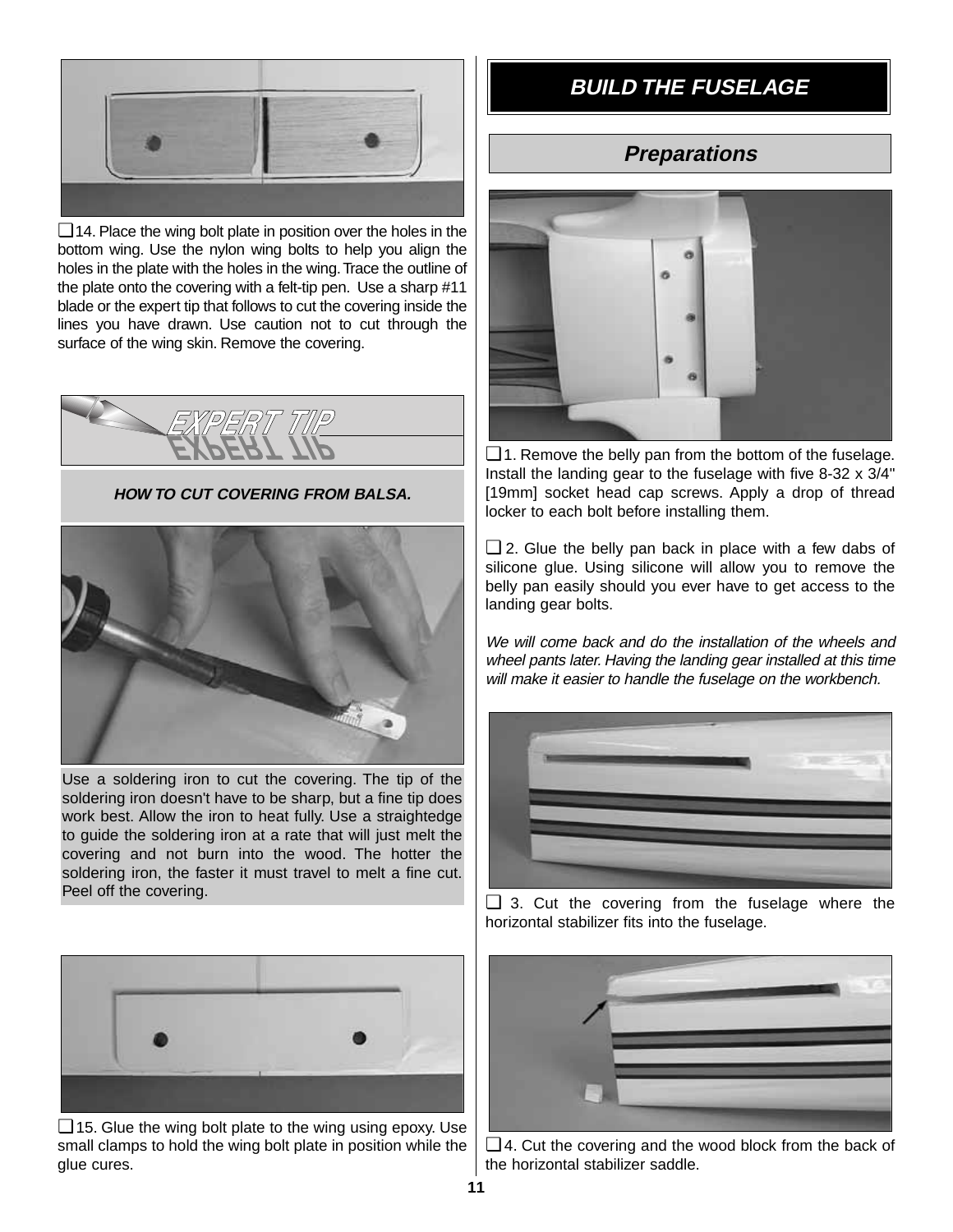❑14. Place the wing bolt plate in position over the holes in the bottom wing. Use the nylon wing bolts to help you align the holes in the plate with the holes in the wing. Trace the outline of the plate onto the covering with a felt-tip pen. Use a sharp #11 blade or the expert tip that follows to cut the covering inside the lines you have drawn. Use caution not to cut through the surface of the wing skin. Remove the covering.

### EXPERT TIP

***HOW TO CUT COVERING FROM BALSA.***

Use a soldering iron to cut the covering. The tip of the soldering iron doesn't have to be sharp, but a fine tip does work best. Allow the iron to heat fully. Use a straightedge to guide the soldering iron at a rate that will just melt the covering and not burn into the wood. The hotter the soldering iron, the faster it must travel to melt a fine cut. Peel off the covering.

❑15. Glue the wing bolt plate to the wing using epoxy. Use small clamps to hold the wing bolt plate in position while the glue cures.

# BUILD THE FUSELAGE

## Preparations

❑1. Remove the belly pan from the bottom of the fuselage. Install the landing gear to the fuselage with five 8-32 x 3/4" [19mm] socket head cap screws. Apply a drop of thread locker to each bolt before installing them.

❑ 2. Glue the belly pan back in place with a few dabs of silicone glue. Using silicone will allow you to remove the belly pan easily should you ever have to get access to the landing gear bolts.

*We will come back and do the installation of the wheels and wheel pants later. Having the landing gear installed at this time will make it easier to handle the fuselage on the workbench.*

❑ 3. Cut the covering from the fuselage where the horizontal stabilizer fits into the fuselage.

❑4. Cut the covering and the wood block from the back of the horizontal stabilizer saddle.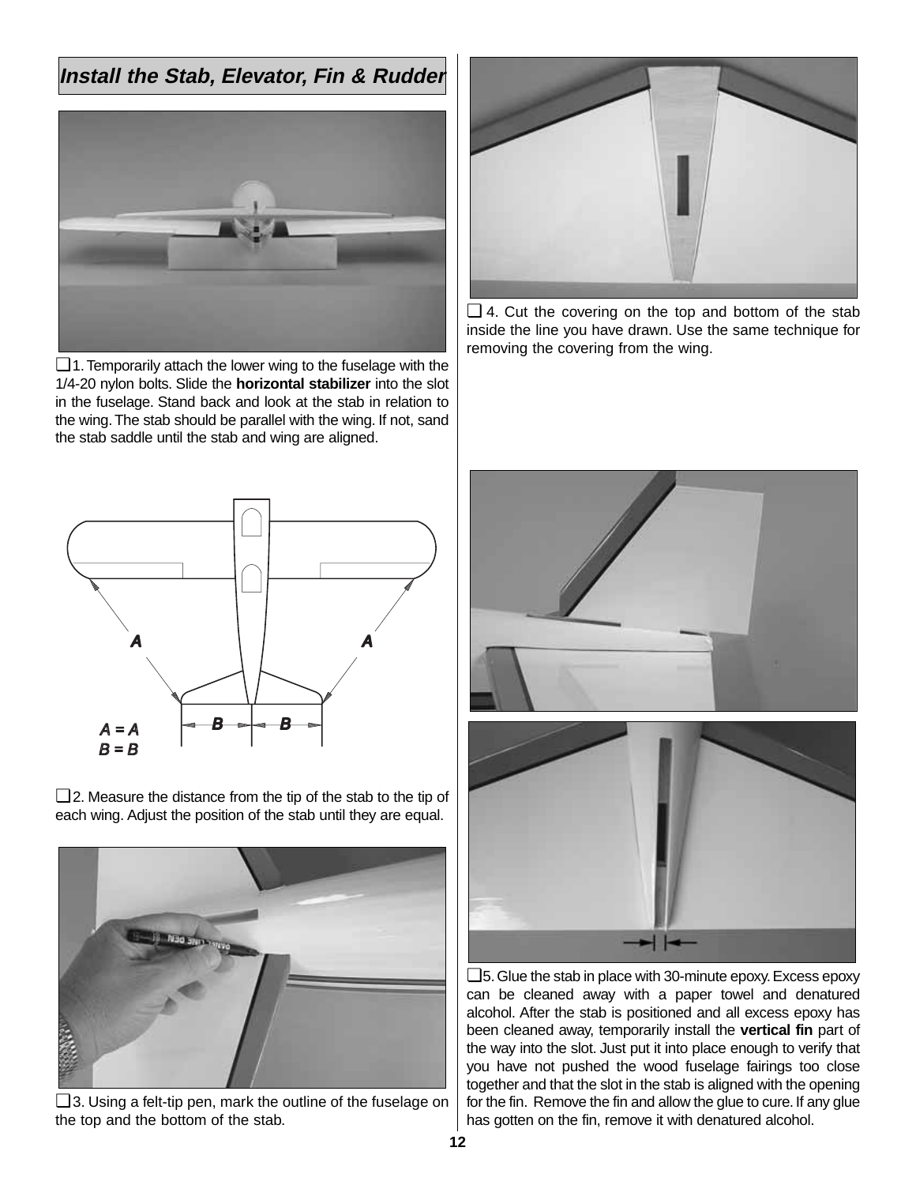## Install the Stab, Elevator, Fin & Rudder

❑ 1. Temporarily attach the lower wing to the fuselage with the 1/4-20 nylon bolts. Slide the **horizontal stabilizer** into the slot in the fuselage. Stand back and look at the stab in relation to the wing. The stab should be parallel with the wing. If not, sand the stab saddle until the stab and wing are aligned.

A = A
B = B

❑ 2. Measure the distance from the tip of the stab to the tip of each wing. Adjust the position of the stab until they are equal.

❑ 3. Using a felt-tip pen, mark the outline of the fuselage on the top and the bottom of the stab.

❑ 4. Cut the covering on the top and bottom of the stab inside the line you have drawn. Use the same technique for removing the covering from the wing.

❑ 5. Glue the stab in place with 30-minute epoxy. Excess epoxy can be cleaned away with a paper towel and denatured alcohol. After the stab is positioned and all excess epoxy has been cleaned away, temporarily install the **vertical fin** part of the way into the slot. Just put it into place enough to verify that you have not pushed the wood fuselage fairings too close together and that the slot in the stab is aligned with the opening for the fin. Remove the fin and allow the glue to cure. If any glue has gotten on the fin, remove it with denatured alcohol.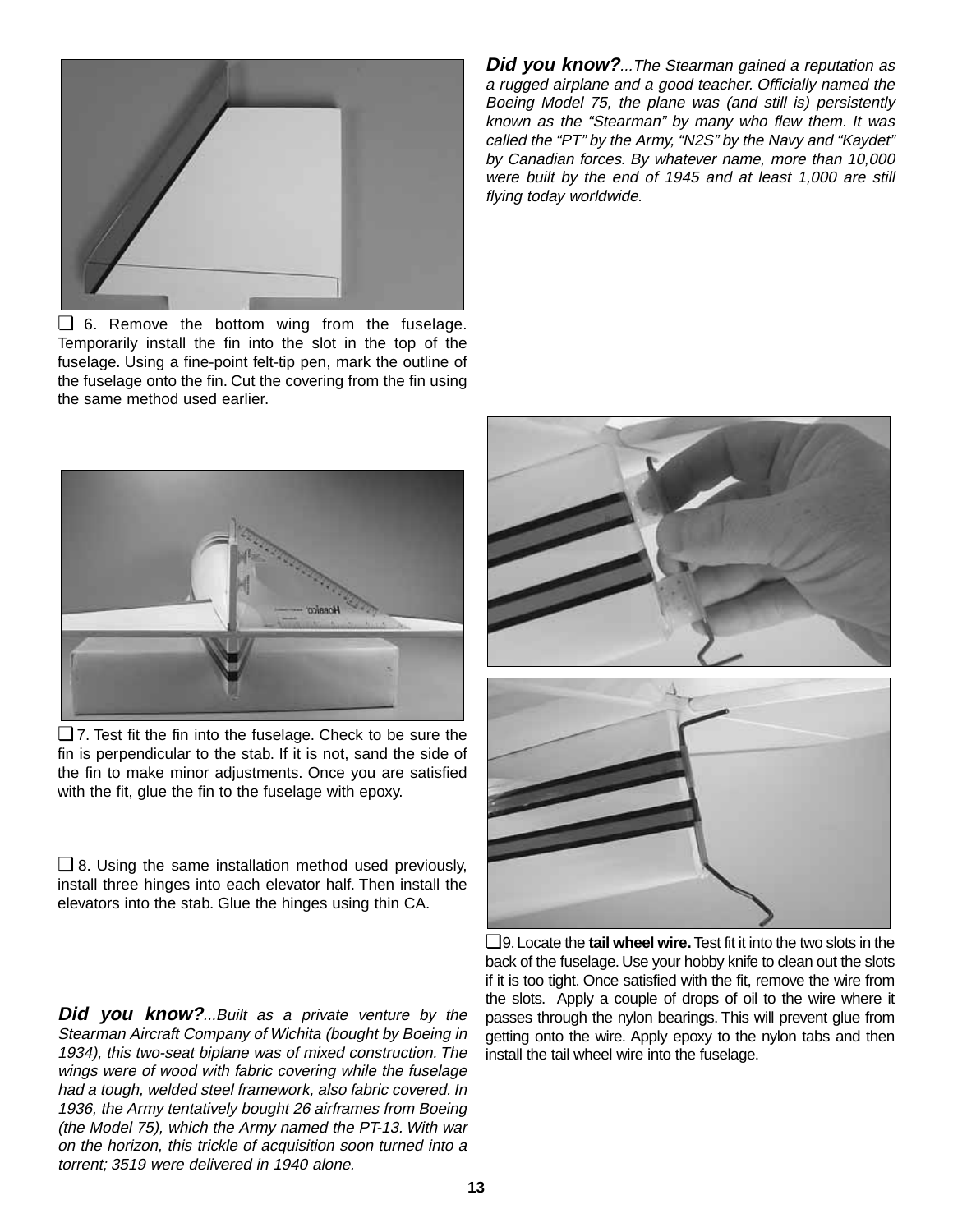❑ 6. Remove the bottom wing from the fuselage. Temporarily install the fin into the slot in the top of the fuselage. Using a fine-point felt-tip pen, mark the outline of the fuselage onto the fin. Cut the covering from the fin using the same method used earlier.

❑ 7. Test fit the fin into the fuselage. Check to be sure the fin is perpendicular to the stab. If it is not, sand the side of the fin to make minor adjustments. Once you are satisfied with the fit, glue the fin to the fuselage with epoxy.

❑ 8. Using the same installation method used previously, install three hinges into each elevator half. Then install the elevators into the stab. Glue the hinges using thin CA.

***Did you know?****...Built as a private venture by the Stearman Aircraft Company of Wichita (bought by Boeing in 1934), this two-seat biplane was of mixed construction. The wings were of wood with fabric covering while the fuselage had a tough, welded steel framework, also fabric covered. In 1936, the Army tentatively bought 26 airframes from Boeing (the Model 75), which the Army named the PT-13. With war on the horizon, this trickle of acquisition soon turned into a torrent; 3519 were delivered in 1940 alone.*

***Did you know?****...The Stearman gained a reputation as a rugged airplane and a good teacher. Officially named the Boeing Model 75, the plane was (and still is) persistently known as the "Stearman" by many who flew them. It was called the "PT" by the Army, "N2S" by the Navy and "Kaydet" by Canadian forces. By whatever name, more than 10,000 were built by the end of 1945 and at least 1,000 are still flying today worldwide.*

❑ 9. Locate the **tail wheel wire.** Test fit it into the two slots in the back of the fuselage. Use your hobby knife to clean out the slots if it is too tight. Once satisfied with the fit, remove the wire from the slots. Apply a couple of drops of oil to the wire where it passes through the nylon bearings. This will prevent glue from getting onto the wire. Apply epoxy to the nylon tabs and then install the tail wheel wire into the fuselage.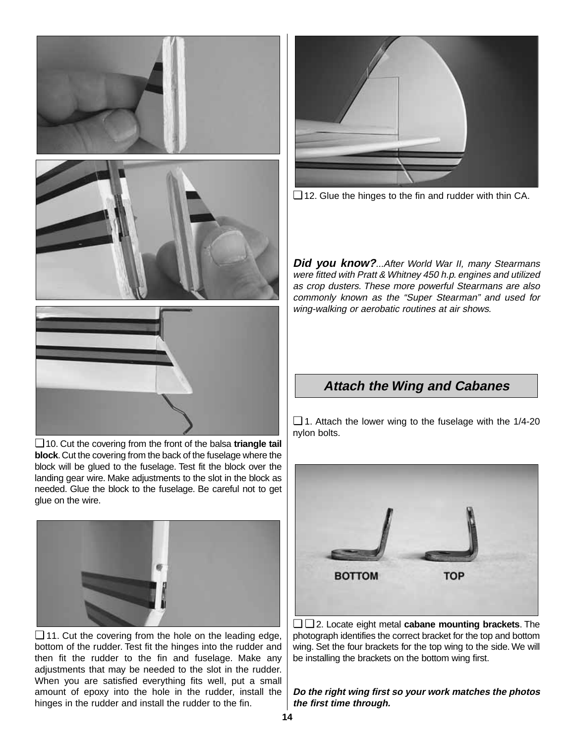❑ 10. Cut the covering from the front of the balsa **triangle tail block**. Cut the covering from the back of the fuselage where the block will be glued to the fuselage. Test fit the block over the landing gear wire. Make adjustments to the slot in the block as needed. Glue the block to the fuselage. Be careful not to get glue on the wire.

❑ 11. Cut the covering from the hole on the leading edge, bottom of the rudder. Test fit the hinges into the rudder and then fit the rudder to the fin and fuselage. Make any adjustments that may be needed to the slot in the rudder. When you are satisfied everything fits well, put a small amount of epoxy into the hole in the rudder, install the hinges in the rudder and install the rudder to the fin.

❑ 12. Glue the hinges to the fin and rudder with thin CA.

***Did you know?****...After World War II, many Stearmans were fitted with Pratt & Whitney 450 h.p. engines and utilized as crop dusters. These more powerful Stearmans are also commonly known as the "Super Stearman" and used for wing-walking or aerobatic routines at air shows.*

## *Attach the Wing and Cabanes*

❑ 1. Attach the lower wing to the fuselage with the 1/4-20 nylon bolts.

BOTTOM TOP

❑ ❑ 2. Locate eight metal **cabane mounting brackets**. The photograph identifies the correct bracket for the top and bottom wing. Set the four brackets for the top wing to the side. We will be installing the brackets on the bottom wing first.

***Do the right wing first so your work matches the photos the first time through.***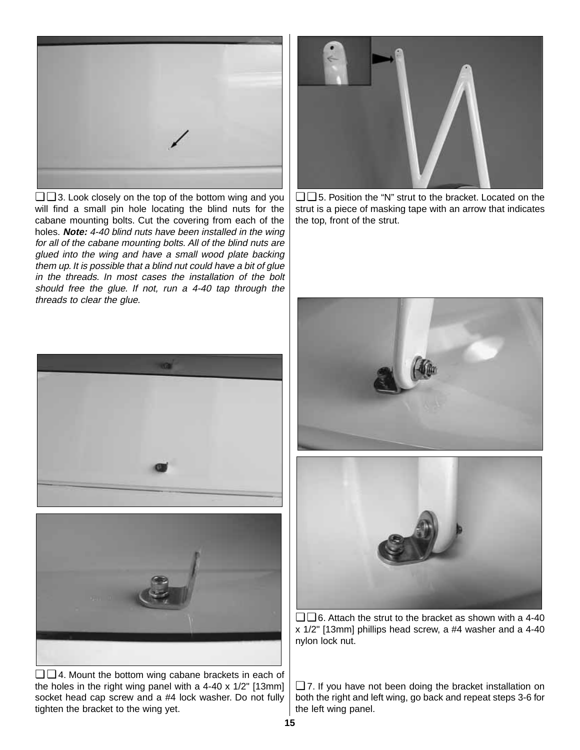❑❑3. Look closely on the top of the bottom wing and you will find a small pin hole locating the blind nuts for the cabane mounting bolts. Cut the covering from each of the holes. ***Note:*** *4-40 blind nuts have been installed in the wing for all of the cabane mounting bolts. All of the blind nuts are glued into the wing and have a small wood plate backing them up. It is possible that a blind nut could have a bit of glue in the threads. In most cases the installation of the bolt should free the glue. If not, run a 4-40 tap through the threads to clear the glue.*

❑❑4. Mount the bottom wing cabane brackets in each of the holes in the right wing panel with a 4-40 x 1/2" [13mm] socket head cap screw and a #4 lock washer. Do not fully tighten the bracket to the wing yet.

❑❑5. Position the "N" strut to the bracket. Located on the strut is a piece of masking tape with an arrow that indicates the top, front of the strut.

❑❑6. Attach the strut to the bracket as shown with a 4-40 x 1/2" [13mm] phillips head screw, a #4 washer and a 4-40 nylon lock nut.

❑7. If you have not been doing the bracket installation on both the right and left wing, go back and repeat steps 3-6 for the left wing panel.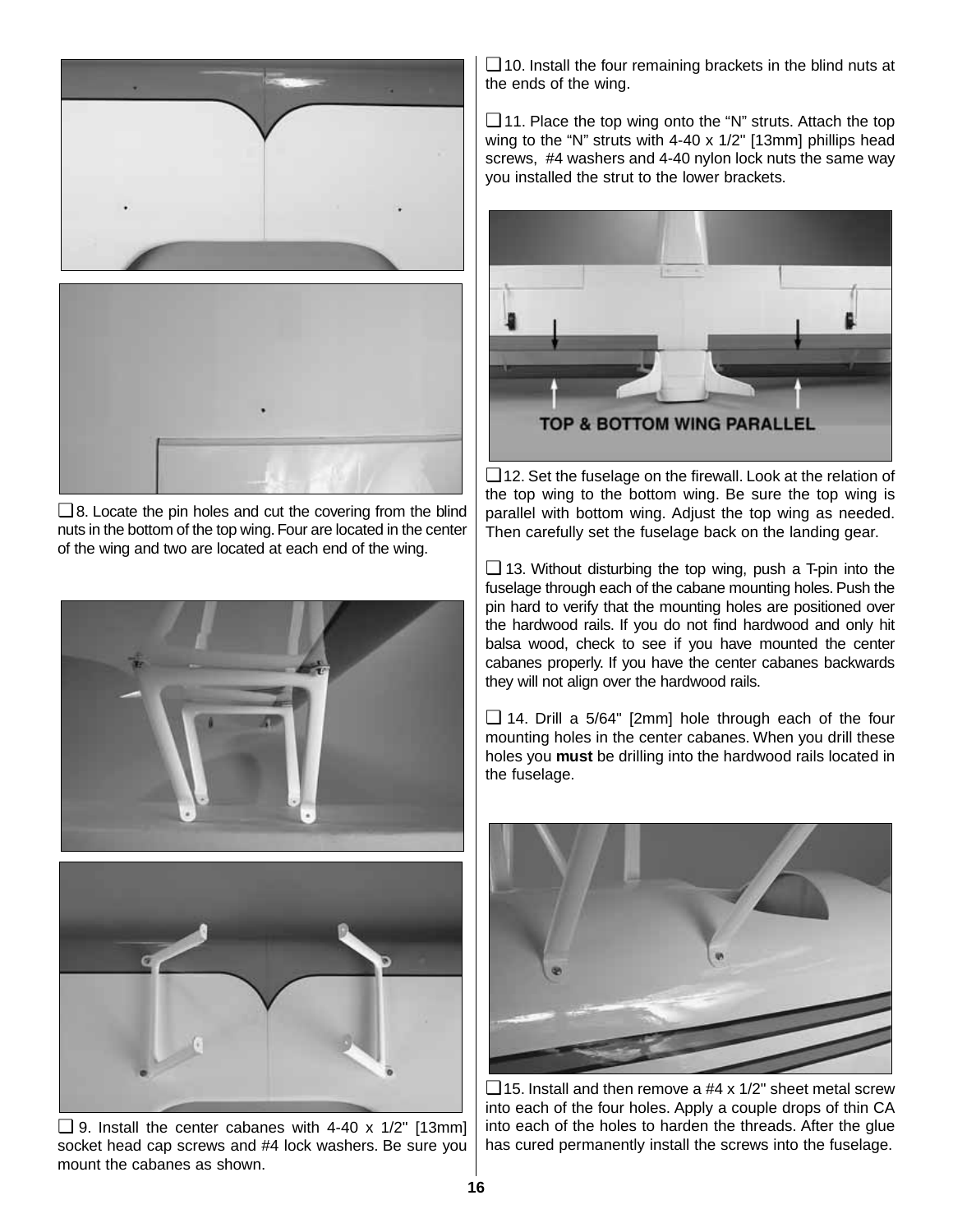❑ 8. Locate the pin holes and cut the covering from the blind nuts in the bottom of the top wing. Four are located in the center of the wing and two are located at each end of the wing.

❑ 9. Install the center cabanes with 4-40 x 1/2" [13mm] socket head cap screws and #4 lock washers. Be sure you mount the cabanes as shown.

❑ 10. Install the four remaining brackets in the blind nuts at the ends of the wing.

❑ 11. Place the top wing onto the "N" struts. Attach the top wing to the "N" struts with 4-40 x 1/2" [13mm] phillips head screws, #4 washers and 4-40 nylon lock nuts the same way you installed the strut to the lower brackets.

TOP & BOTTOM WING PARALLEL

❑ 12. Set the fuselage on the firewall. Look at the relation of the top wing to the bottom wing. Be sure the top wing is parallel with bottom wing. Adjust the top wing as needed. Then carefully set the fuselage back on the landing gear.

❑ 13. Without disturbing the top wing, push a T-pin into the fuselage through each of the cabane mounting holes. Push the pin hard to verify that the mounting holes are positioned over the hardwood rails. If you do not find hardwood and only hit balsa wood, check to see if you have mounted the center cabanes properly. If you have the center cabanes backwards they will not align over the hardwood rails.

❑ 14. Drill a 5/64" [2mm] hole through each of the four mounting holes in the center cabanes. When you drill these holes you **must** be drilling into the hardwood rails located in the fuselage.

❑ 15. Install and then remove a #4 x 1/2" sheet metal screw into each of the four holes. Apply a couple drops of thin CA into each of the holes to harden the threads. After the glue has cured permanently install the screws into the fuselage.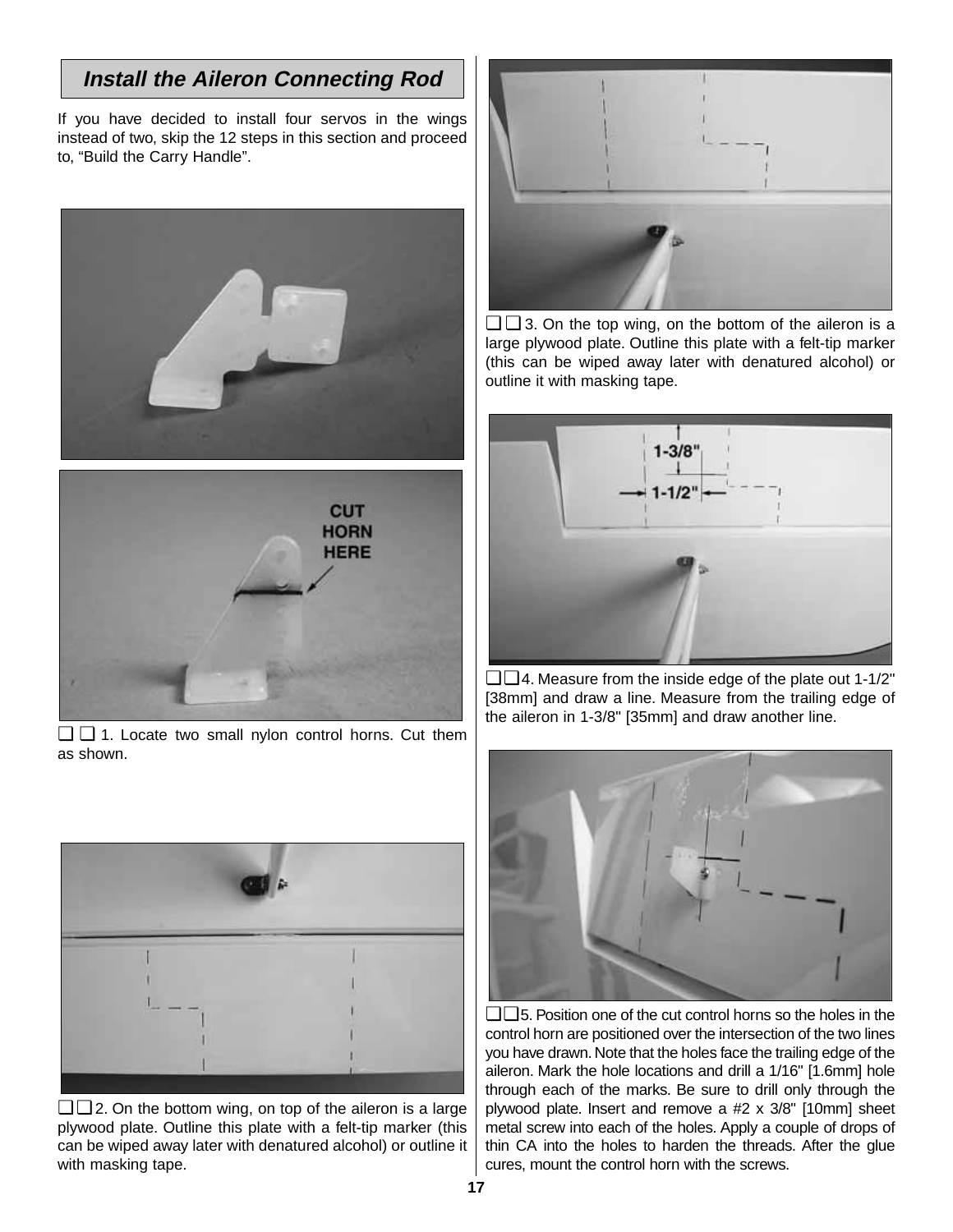## Install the Aileron Connecting Rod

If you have decided to install four servos in the wings instead of two, skip the 12 steps in this section and proceed to, "Build the Carry Handle".

❑ ❑ 1. Locate two small nylon control horns. Cut them as shown.

❑ ❑ 2. On the bottom wing, on top of the aileron is a large plywood plate. Outline this plate with a felt-tip marker (this can be wiped away later with denatured alcohol) or outline it with masking tape.

❑ ❑ 3. On the top wing, on the bottom of the aileron is a large plywood plate. Outline this plate with a felt-tip marker (this can be wiped away later with denatured alcohol) or outline it with masking tape.

❑ ❑ 4. Measure from the inside edge of the plate out 1-1/2" [38mm] and draw a line. Measure from the trailing edge of the aileron in 1-3/8" [35mm] and draw another line.

❑ ❑ 5. Position one of the cut control horns so the holes in the control horn are positioned over the intersection of the two lines you have drawn. Note that the holes face the trailing edge of the aileron. Mark the hole locations and drill a 1/16" [1.6mm] hole through each of the marks. Be sure to drill only through the plywood plate. Insert and remove a #2 x 3/8" [10mm] sheet metal screw into each of the holes. Apply a couple of drops of thin CA into the holes to harden the threads. After the glue cures, mount the control horn with the screws.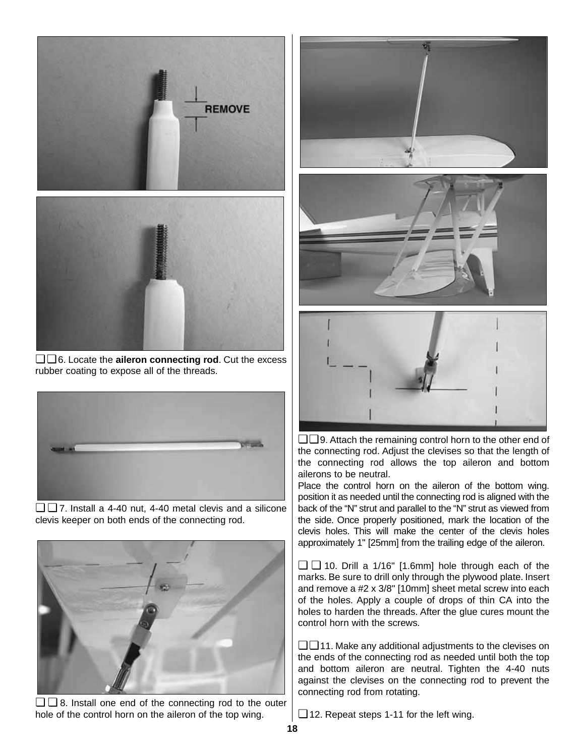❑❑6. Locate the **aileron connecting rod**. Cut the excess rubber coating to expose all of the threads.

❑❑7. Install a 4-40 nut, 4-40 metal clevis and a silicone clevis keeper on both ends of the connecting rod.

❑❑8. Install one end of the connecting rod to the outer hole of the control horn on the aileron of the top wing.

❑❑9. Attach the remaining control horn to the other end of the connecting rod. Adjust the clevises so that the length of the connecting rod allows the top aileron and bottom ailerons to be neutral.

Place the control horn on the aileron of the bottom wing. position it as needed until the connecting rod is aligned with the back of the "N" strut and parallel to the "N" strut as viewed from the side. Once properly positioned, mark the location of the clevis holes. This will make the center of the clevis holes approximately 1" [25mm] from the trailing edge of the aileron.

❑❑10. Drill a 1/16" [1.6mm] hole through each of the marks. Be sure to drill only through the plywood plate. Insert and remove a #2 x 3/8" [10mm] sheet metal screw into each of the holes. Apply a couple of drops of thin CA into the holes to harden the threads. After the glue cures mount the control horn with the screws.

❑❑11. Make any additional adjustments to the clevises on the ends of the connecting rod as needed until both the top and bottom aileron are neutral. Tighten the 4-40 nuts against the clevises on the connecting rod to prevent the connecting rod from rotating.

❑12. Repeat steps 1-11 for the left wing.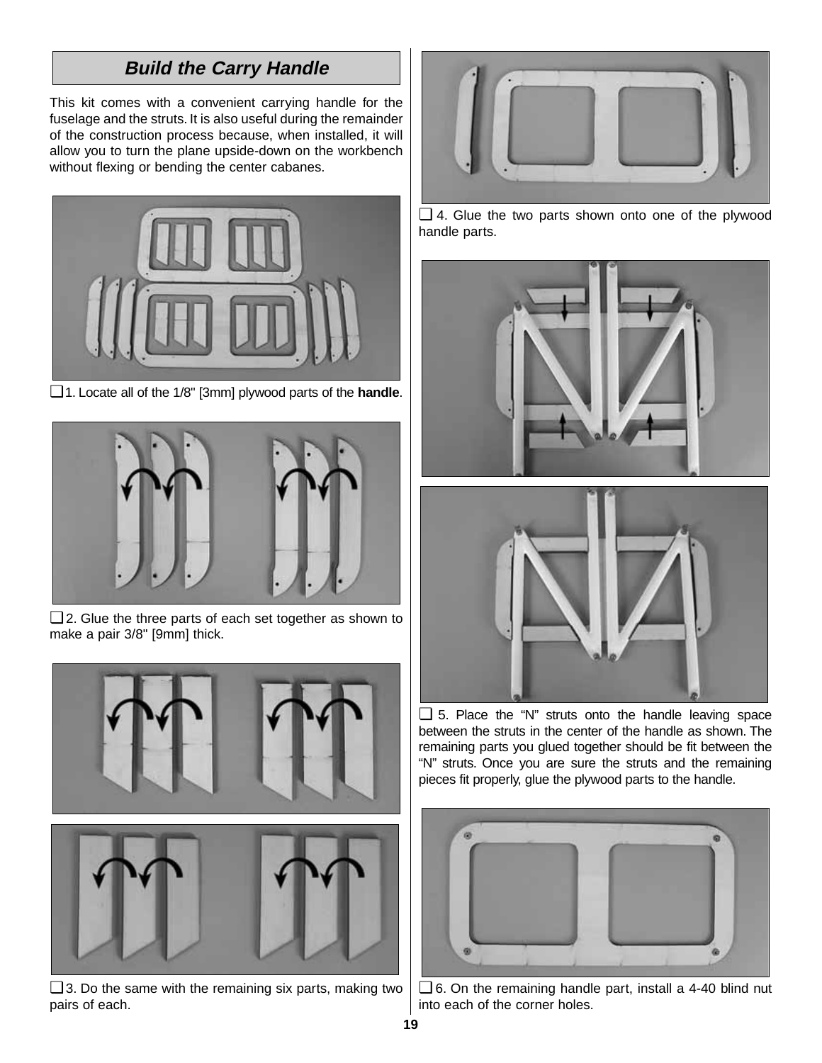## Build the Carry Handle

This kit comes with a convenient carrying handle for the fuselage and the struts. It is also useful during the remainder of the construction process because, when installed, it will allow you to turn the plane upside-down on the workbench without flexing or bending the center cabanes.

❑ 1. Locate all of the 1/8" [3mm] plywood parts of the **handle**.

❑ 2. Glue the three parts of each set together as shown to make a pair 3/8" [9mm] thick.

❑ 3. Do the same with the remaining six parts, making two pairs of each.

❑ 4. Glue the two parts shown onto one of the plywood handle parts.

❑ 5. Place the “N” struts onto the handle leaving space between the struts in the center of the handle as shown. The remaining parts you glued together should be fit between the “N” struts. Once you are sure the struts and the remaining pieces fit properly, glue the plywood parts to the handle.

❑ 6. On the remaining handle part, install a 4-40 blind nut into each of the corner holes.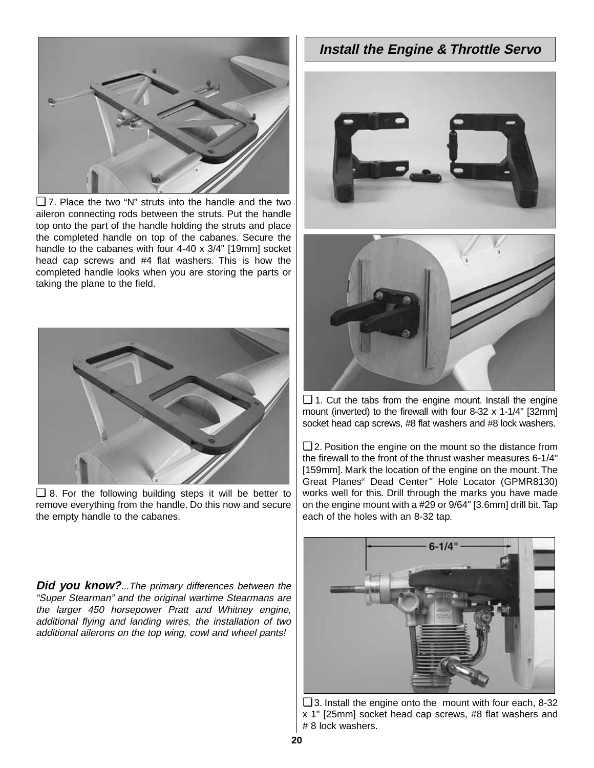❑ 7. Place the two "N" struts into the handle and the two aileron connecting rods between the struts. Put the handle top onto the part of the handle holding the struts and place the completed handle on top of the cabanes. Secure the handle to the cabanes with four 4-40 x 3/4" [19mm] socket head cap screws and #4 flat washers. This is how the completed handle looks when you are storing the parts or taking the plane to the field.

❑ 8. For the following building steps it will be better to remove everything from the handle. Do this now and secure the empty handle to the cabanes.

***Did you know?****...The primary differences between the "Super Stearman" and the original wartime Stearmans are the larger 450 horsepower Pratt and Whitney engine, additional flying and landing wires, the installation of two additional ailerons on the top wing, cowl and wheel pants!*

## *Install the Engine & Throttle Servo*

❑ 1. Cut the tabs from the engine mount. Install the engine mount (inverted) to the firewall with four 8-32 x 1-1/4" [32mm] socket head cap screws, #8 flat washers and #8 lock washers.

❑ 2. Position the engine on the mount so the distance from the firewall to the front of the thrust washer measures 6-1/4" [159mm]. Mark the location of the engine on the mount. The Great Planes® Dead Center™ Hole Locator (GPMR8130) works well for this. Drill through the marks you have made on the engine mount with a #29 or 9/64" [3.6mm] drill bit. Tap each of the holes with an 8-32 tap.

6-1/4"

❑ 3. Install the engine onto the mount with four each, 8-32 x 1" [25mm] socket head cap screws, #8 flat washers and # 8 lock washers.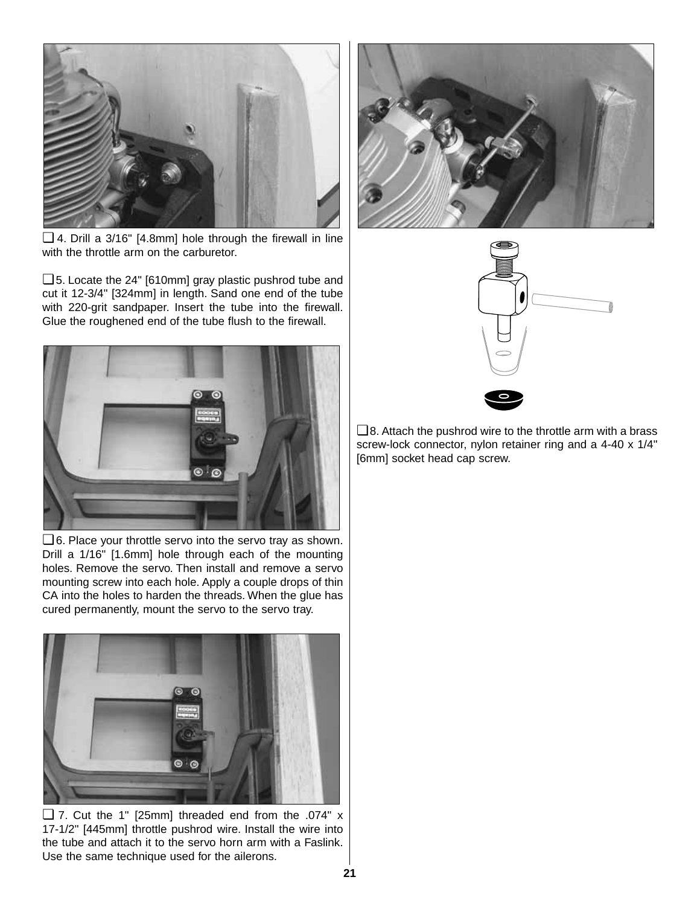❑ 4. Drill a 3/16" [4.8mm] hole through the firewall in line with the throttle arm on the carburetor.

❑ 5. Locate the 24" [610mm] gray plastic pushrod tube and cut it 12-3/4" [324mm] in length. Sand one end of the tube with 220-grit sandpaper. Insert the tube into the firewall. Glue the roughened end of the tube flush to the firewall.

❑ 6. Place your throttle servo into the servo tray as shown. Drill a 1/16" [1.6mm] hole through each of the mounting holes. Remove the servo. Then install and remove a servo mounting screw into each hole. Apply a couple drops of thin CA into the holes to harden the threads. When the glue has cured permanently, mount the servo to the servo tray.

❑ 7. Cut the 1" [25mm] threaded end from the .074" x 17-1/2" [445mm] throttle pushrod wire. Install the wire into the tube and attach it to the servo horn arm with a Faslink. Use the same technique used for the ailerons.

❑ 8. Attach the pushrod wire to the throttle arm with a brass screw-lock connector, nylon retainer ring and a 4-40 x 1/4" [6mm] socket head cap screw.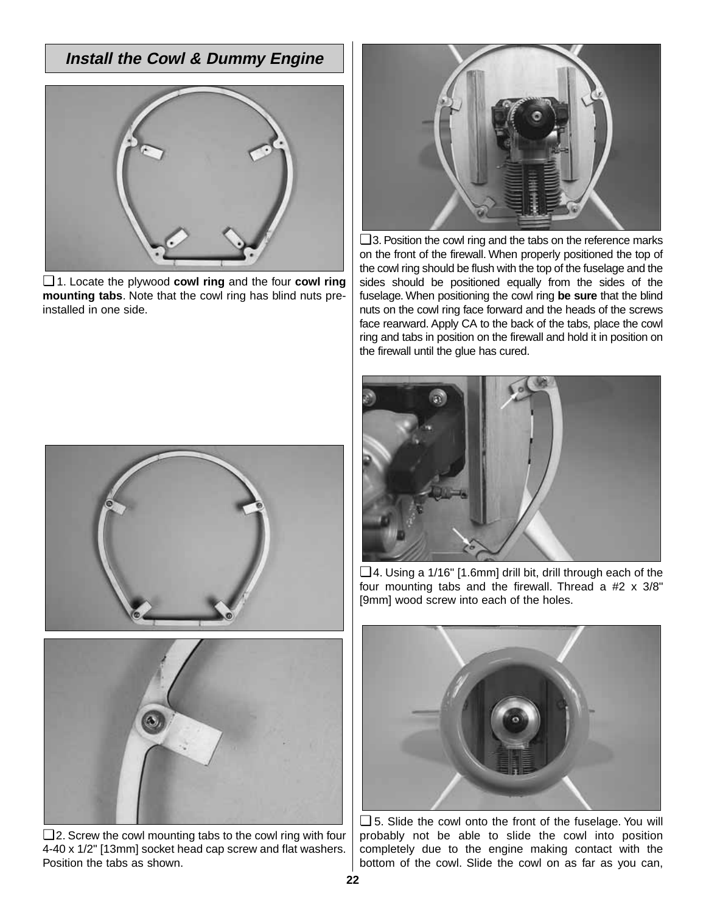## Install the Cowl & Dummy Engine

❑ 1. Locate the plywood **cowl ring** and the four **cowl ring mounting tabs**. Note that the cowl ring has blind nuts pre-installed in one side.

❑ 2. Screw the cowl mounting tabs to the cowl ring with four 4-40 x 1/2" [13mm] socket head cap screw and flat washers. Position the tabs as shown.

❑ 3. Position the cowl ring and the tabs on the reference marks on the front of the firewall. When properly positioned the top of the cowl ring should be flush with the top of the fuselage and the sides should be positioned equally from the sides of the fuselage. When positioning the cowl ring **be sure** that the blind nuts on the cowl ring face forward and the heads of the screws face rearward. Apply CA to the back of the tabs, place the cowl ring and tabs in position on the firewall and hold it in position on the firewall until the glue has cured.

❑ 4. Using a 1/16" [1.6mm] drill bit, drill through each of the four mounting tabs and the firewall. Thread a #2 x 3/8" [9mm] wood screw into each of the holes.

❑ 5. Slide the cowl onto the front of the fuselage. You will probably not be able to slide the cowl into position completely due to the engine making contact with the bottom of the cowl. Slide the cowl on as far as you can,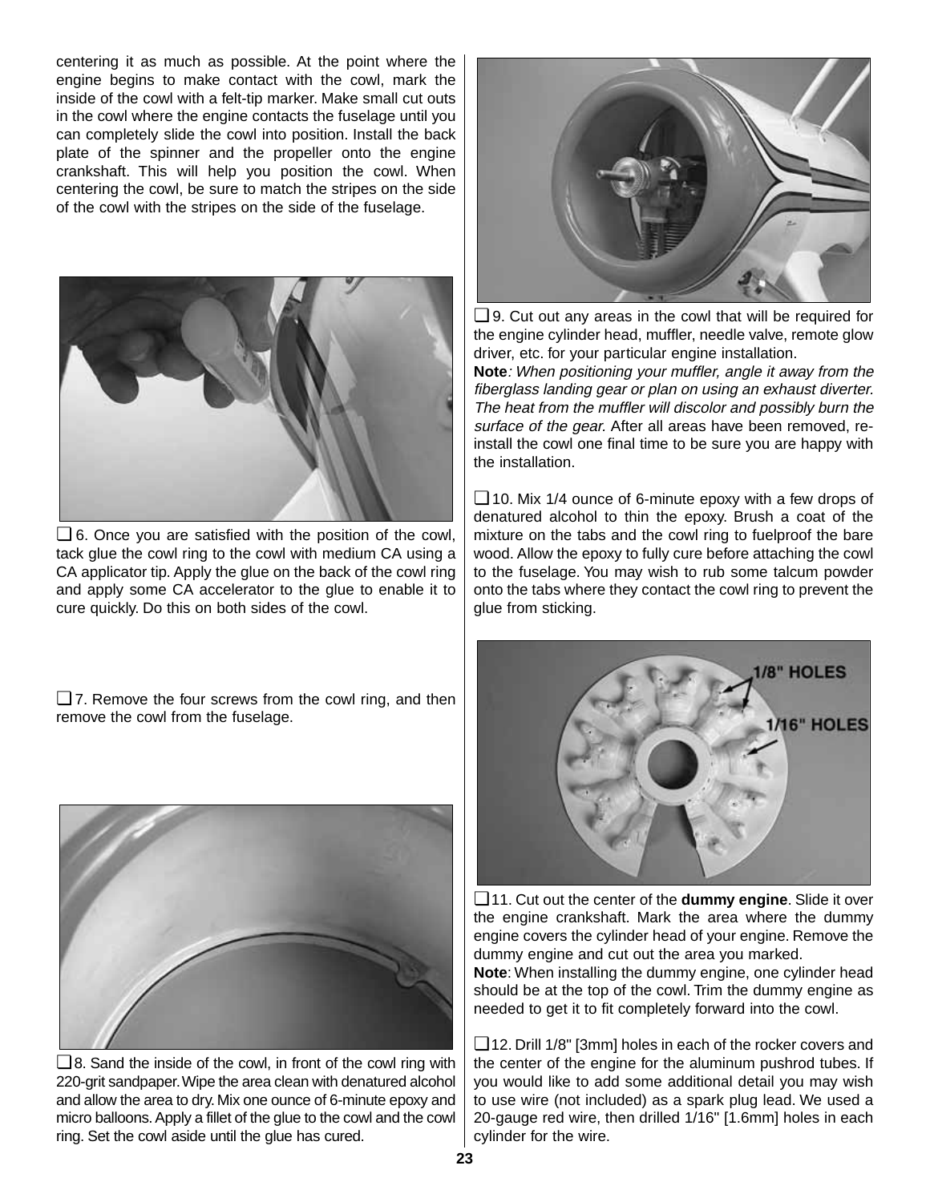centering it as much as possible. At the point where the engine begins to make contact with the cowl, mark the inside of the cowl with a felt-tip marker. Make small cut outs in the cowl where the engine contacts the fuselage until you can completely slide the cowl into position. Install the back plate of the spinner and the propeller onto the engine crankshaft. This will help you position the cowl. When centering the cowl, be sure to match the stripes on the side of the cowl with the stripes on the side of the fuselage.

❑ 6. Once you are satisfied with the position of the cowl, tack glue the cowl ring to the cowl with medium CA using a CA applicator tip. Apply the glue on the back of the cowl ring and apply some CA accelerator to the glue to enable it to cure quickly. Do this on both sides of the cowl.

❑ 7. Remove the four screws from the cowl ring, and then remove the cowl from the fuselage.

❑ 8. Sand the inside of the cowl, in front of the cowl ring with 220-grit sandpaper. Wipe the area clean with denatured alcohol and allow the area to dry. Mix one ounce of 6-minute epoxy and micro balloons. Apply a fillet of the glue to the cowl and the cowl ring. Set the cowl aside until the glue has cured.

❑ 9. Cut out any areas in the cowl that will be required for the engine cylinder head, muffler, needle valve, remote glow driver, etc. for your particular engine installation.

**Note**: *When positioning your muffler, angle it away from the fiberglass landing gear or plan on using an exhaust diverter. The heat from the muffler will discolor and possibly burn the surface of the gear.* After all areas have been removed, re-install the cowl one final time to be sure you are happy with the installation.

❑ 10. Mix 1/4 ounce of 6-minute epoxy with a few drops of denatured alcohol to thin the epoxy. Brush a coat of the mixture on the tabs and the cowl ring to fuelproof the bare wood. Allow the epoxy to fully cure before attaching the cowl to the fuselage. You may wish to rub some talcum powder onto the tabs where they contact the cowl ring to prevent the glue from sticking.

1/8" HOLES

1/16" HOLES

❑ 11. Cut out the center of the **dummy engine**. Slide it over the engine crankshaft. Mark the area where the dummy engine covers the cylinder head of your engine. Remove the dummy engine and cut out the area you marked.

**Note**: When installing the dummy engine, one cylinder head should be at the top of the cowl. Trim the dummy engine as needed to get it to fit completely forward into the cowl.

❑ 12. Drill 1/8" [3mm] holes in each of the rocker covers and the center of the engine for the aluminum pushrod tubes. If you would like to add some additional detail you may wish to use wire (not included) as a spark plug lead. We used a 20-gauge red wire, then drilled 1/16" [1.6mm] holes in each cylinder for the wire.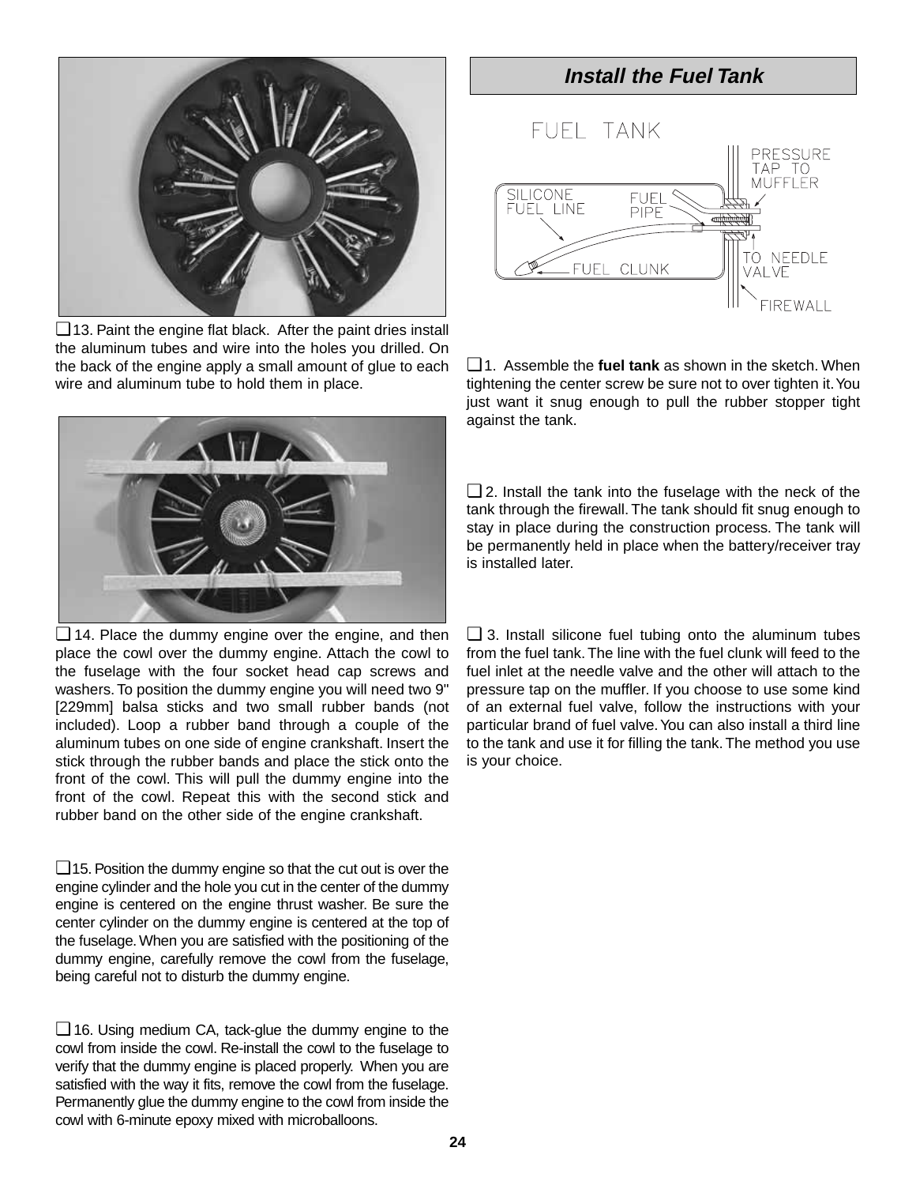❑13. Paint the engine flat black. After the paint dries install the aluminum tubes and wire into the holes you drilled. On the back of the engine apply a small amount of glue to each wire and aluminum tube to hold them in place.

❑ 14. Place the dummy engine over the engine, and then place the cowl over the dummy engine. Attach the cowl to the fuselage with the four socket head cap screws and washers. To position the dummy engine you will need two 9" [229mm] balsa sticks and two small rubber bands (not included). Loop a rubber band through a couple of the aluminum tubes on one side of engine crankshaft. Insert the stick through the rubber bands and place the stick onto the front of the cowl. This will pull the dummy engine into the front of the cowl. Repeat this with the second stick and rubber band on the other side of the engine crankshaft.

❑15. Position the dummy engine so that the cut out is over the engine cylinder and the hole you cut in the center of the dummy engine is centered on the engine thrust washer. Be sure the center cylinder on the dummy engine is centered at the top of the fuselage. When you are satisfied with the positioning of the dummy engine, carefully remove the cowl from the fuselage, being careful not to disturb the dummy engine.

❑ 16. Using medium CA, tack-glue the dummy engine to the cowl from inside the cowl. Re-install the cowl to the fuselage to verify that the dummy engine is placed properly. When you are satisfied with the way it fits, remove the cowl from the fuselage. Permanently glue the dummy engine to the cowl from inside the cowl with 6-minute epoxy mixed with microballoons.

## *Install the Fuel Tank*

FUEL TANK

SILICONE FUEL LINE — FUEL PIPE — PRESSURE TAP TO MUFFLER — TO NEEDLE VALVE — FUEL CLUNK — FIREWALL

❑1. Assemble the **fuel tank** as shown in the sketch. When tightening the center screw be sure not to over tighten it. You just want it snug enough to pull the rubber stopper tight against the tank.

❑ 2. Install the tank into the fuselage with the neck of the tank through the firewall. The tank should fit snug enough to stay in place during the construction process. The tank will be permanently held in place when the battery/receiver tray is installed later.

❑ 3. Install silicone fuel tubing onto the aluminum tubes from the fuel tank. The line with the fuel clunk will feed to the fuel inlet at the needle valve and the other will attach to the pressure tap on the muffler. If you choose to use some kind of an external fuel valve, follow the instructions with your particular brand of fuel valve. You can also install a third line to the tank and use it for filling the tank. The method you use is your choice.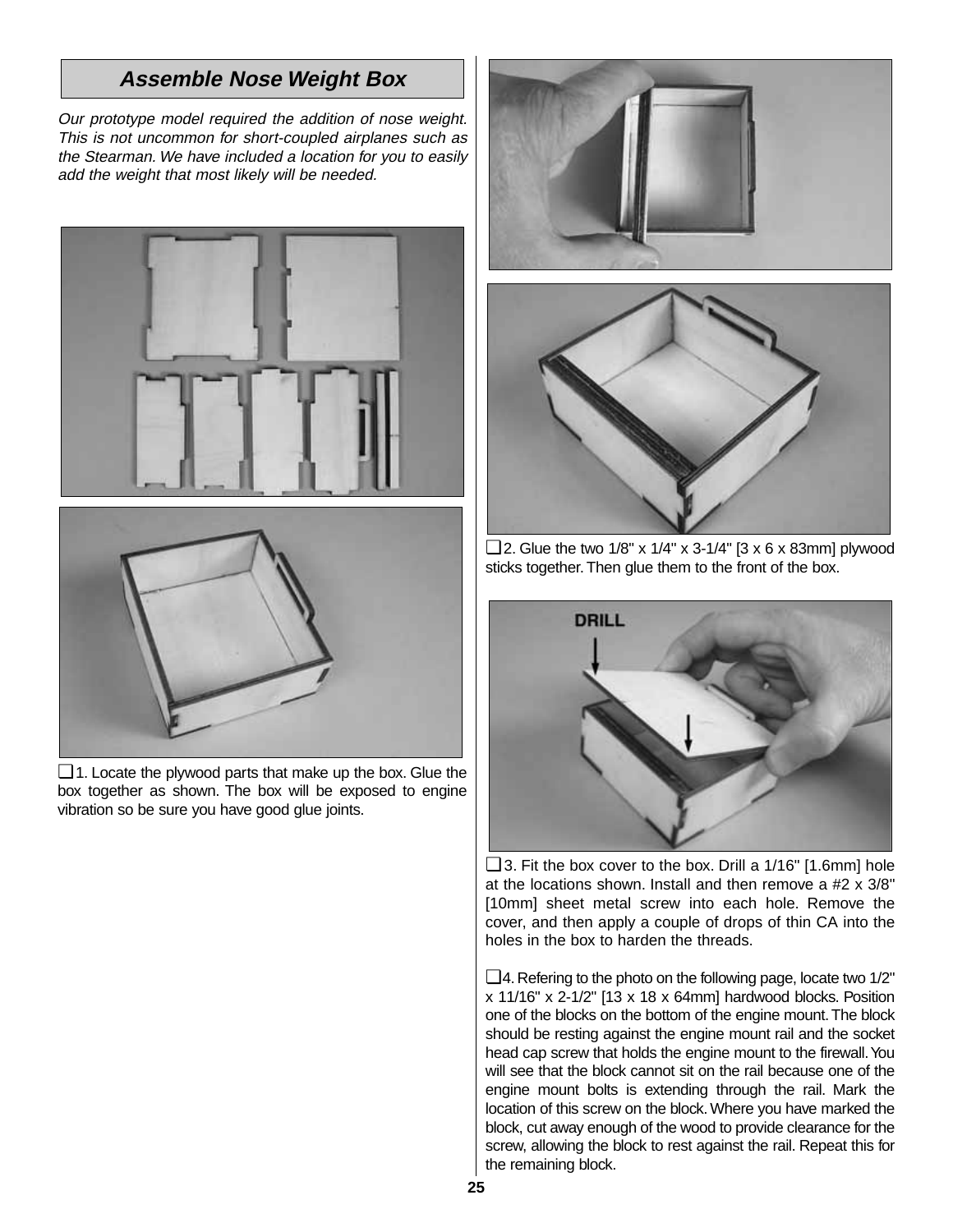## Assemble Nose Weight Box

*Our prototype model required the addition of nose weight. This is not uncommon for short-coupled airplanes such as the Stearman. We have included a location for you to easily add the weight that most likely will be needed.*

❑ 1. Locate the plywood parts that make up the box. Glue the box together as shown. The box will be exposed to engine vibration so be sure you have good glue joints.

❑ 2. Glue the two 1/8" x 1/4" x 3-1/4" [3 x 6 x 83mm] plywood sticks together. Then glue them to the front of the box.

DRILL

❑ 3. Fit the box cover to the box. Drill a 1/16" [1.6mm] hole at the locations shown. Install and then remove a #2 x 3/8" [10mm] sheet metal screw into each hole. Remove the cover, and then apply a couple of drops of thin CA into the holes in the box to harden the threads.

❑ 4. Refering to the photo on the following page, locate two 1/2" x 11/16" x 2-1/2" [13 x 18 x 64mm] hardwood blocks. Position one of the blocks on the bottom of the engine mount. The block should be resting against the engine mount rail and the socket head cap screw that holds the engine mount to the firewall. You will see that the block cannot sit on the rail because one of the engine mount bolts is extending through the rail. Mark the location of this screw on the block. Where you have marked the block, cut away enough of the wood to provide clearance for the screw, allowing the block to rest against the rail. Repeat this for the remaining block.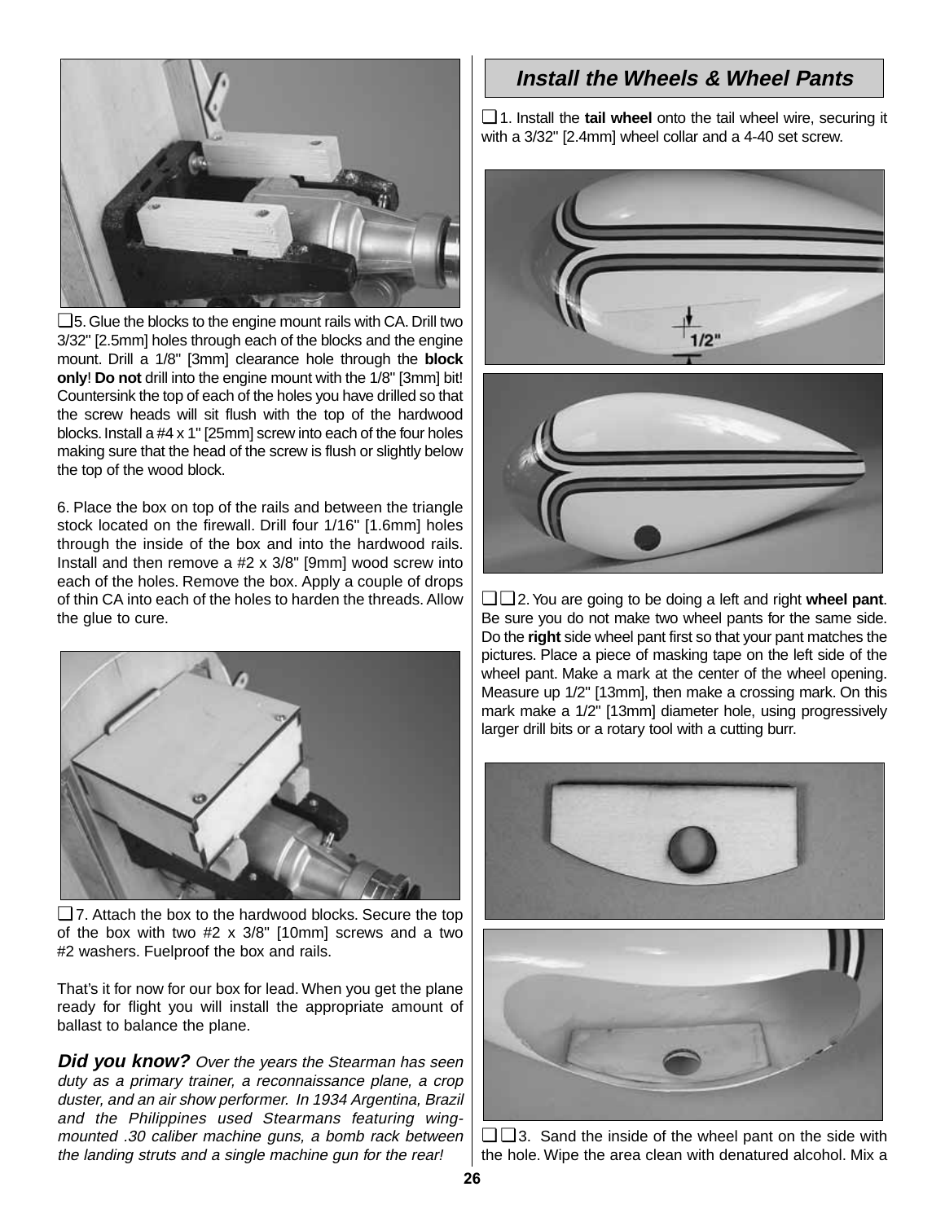❑5. Glue the blocks to the engine mount rails with CA. Drill two 3/32" [2.5mm] holes through each of the blocks and the engine mount. Drill a 1/8" [3mm] clearance hole through the **block only**! **Do not** drill into the engine mount with the 1/8" [3mm] bit! Countersink the top of each of the holes you have drilled so that the screw heads will sit flush with the top of the hardwood blocks. Install a #4 x 1" [25mm] screw into each of the four holes making sure that the head of the screw is flush or slightly below the top of the wood block.

6. Place the box on top of the rails and between the triangle stock located on the firewall. Drill four 1/16" [1.6mm] holes through the inside of the box and into the hardwood rails. Install and then remove a #2 x 3/8" [9mm] wood screw into each of the holes. Remove the box. Apply a couple of drops of thin CA into each of the holes to harden the threads. Allow the glue to cure.

❑7. Attach the box to the hardwood blocks. Secure the top of the box with two #2 x 3/8" [10mm] screws and a two #2 washers. Fuelproof the box and rails.

That's it for now for our box for lead. When you get the plane ready for flight you will install the appropriate amount of ballast to balance the plane.

***Did you know?*** *Over the years the Stearman has seen duty as a primary trainer, a reconnaissance plane, a crop duster, and an air show performer. In 1934 Argentina, Brazil and the Philippines used Stearmans featuring wing-mounted .30 caliber machine guns, a bomb rack between the landing struts and a single machine gun for the rear!*

## Install the Wheels & Wheel Pants

❑1. Install the **tail wheel** onto the tail wheel wire, securing it with a 3/32" [2.4mm] wheel collar and a 4-40 set screw.

1/2"

❑❑2. You are going to be doing a left and right **wheel pant**. Be sure you do not make two wheel pants for the same side. Do the **right** side wheel pant first so that your pant matches the pictures. Place a piece of masking tape on the left side of the wheel pant. Make a mark at the center of the wheel opening. Measure up 1/2" [13mm], then make a crossing mark. On this mark make a 1/2" [13mm] diameter hole, using progressively larger drill bits or a rotary tool with a cutting burr.

❑❑3. Sand the inside of the wheel pant on the side with the hole. Wipe the area clean with denatured alcohol. Mix a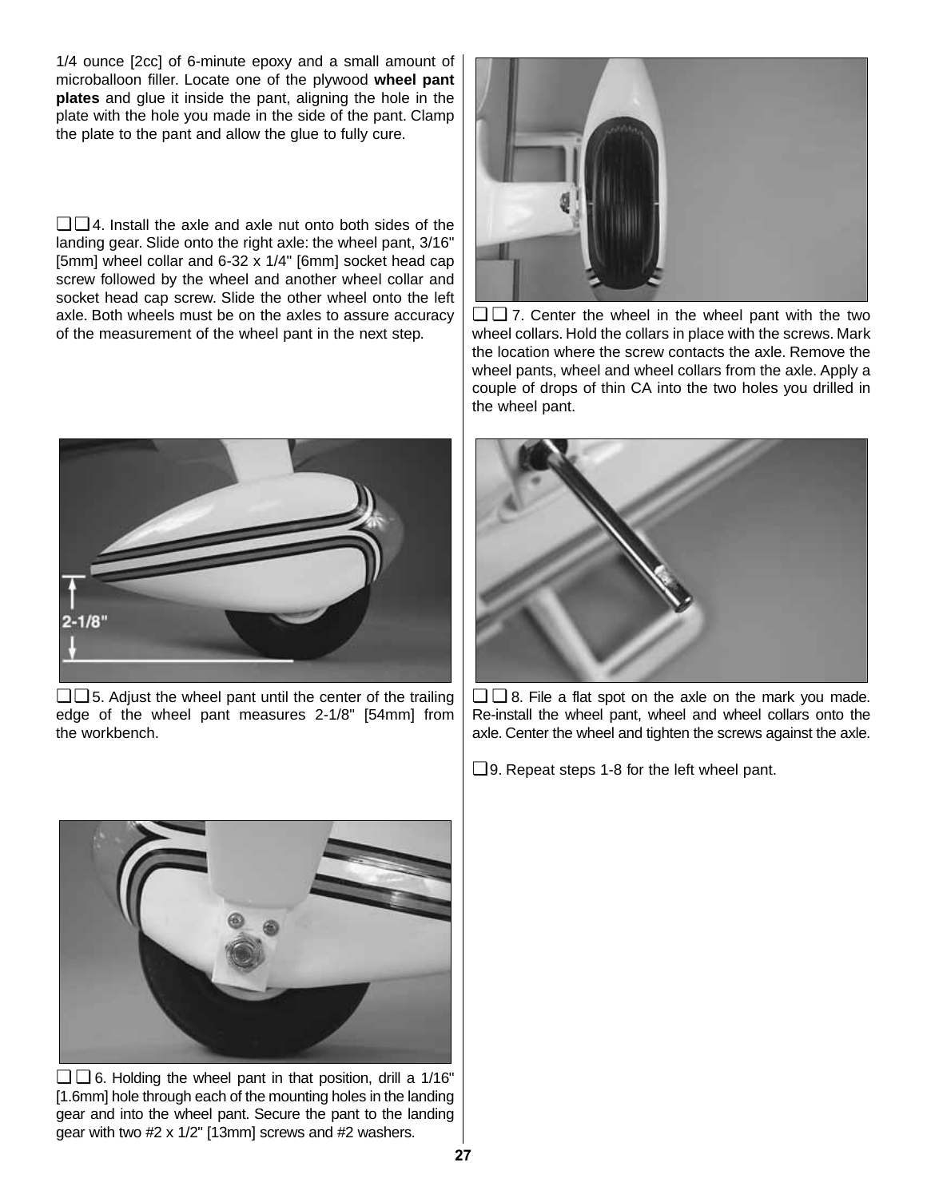1/4 ounce [2cc] of 6-minute epoxy and a small amount of microballoon filler. Locate one of the plywood **wheel pant plates** and glue it inside the pant, aligning the hole in the plate with the hole you made in the side of the pant. Clamp the plate to the pant and allow the glue to fully cure.

❑❑4. Install the axle and axle nut onto both sides of the landing gear. Slide onto the right axle: the wheel pant, 3/16" [5mm] wheel collar and 6-32 x 1/4" [6mm] socket head cap screw followed by the wheel and another wheel collar and socket head cap screw. Slide the other wheel onto the left axle. Both wheels must be on the axles to assure accuracy of the measurement of the wheel pant in the next step.

2-1/8"

❑❑5. Adjust the wheel pant until the center of the trailing edge of the wheel pant measures 2-1/8" [54mm] from the workbench.

❑❑6. Holding the wheel pant in that position, drill a 1/16" [1.6mm] hole through each of the mounting holes in the landing gear and into the wheel pant. Secure the pant to the landing gear with two #2 x 1/2" [13mm] screws and #2 washers.

❑❑7. Center the wheel in the wheel pant with the two wheel collars. Hold the collars in place with the screws. Mark the location where the screw contacts the axle. Remove the wheel pants, wheel and wheel collars from the axle. Apply a couple of drops of thin CA into the two holes you drilled in the wheel pant.

❑❑8. File a flat spot on the axle on the mark you made. Re-install the wheel pant, wheel and wheel collars onto the axle. Center the wheel and tighten the screws against the axle.

❑9. Repeat steps 1-8 for the left wheel pant.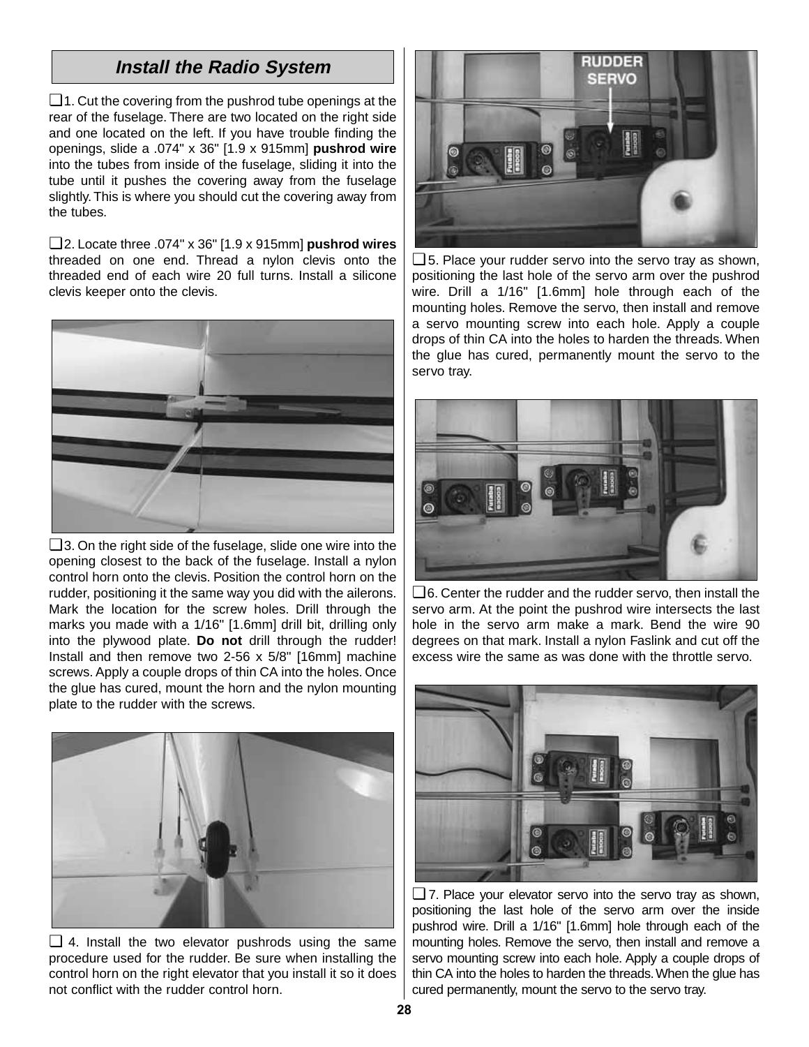## Install the Radio System

❑1. Cut the covering from the pushrod tube openings at the rear of the fuselage. There are two located on the right side and one located on the left. If you have trouble finding the openings, slide a .074" x 36" [1.9 x 915mm] **pushrod wire** into the tubes from inside of the fuselage, sliding it into the tube until it pushes the covering away from the fuselage slightly. This is where you should cut the covering away from the tubes.

❑2. Locate three .074" x 36" [1.9 x 915mm] **pushrod wires** threaded on one end. Thread a nylon clevis onto the threaded end of each wire 20 full turns. Install a silicone clevis keeper onto the clevis.

❑3. On the right side of the fuselage, slide one wire into the opening closest to the back of the fuselage. Install a nylon control horn onto the clevis. Position the control horn on the rudder, positioning it the same way you did with the ailerons. Mark the location for the screw holes. Drill through the marks you made with a 1/16" [1.6mm] drill bit, drilling only into the plywood plate. **Do not** drill through the rudder! Install and then remove two 2-56 x 5/8" [16mm] machine screws. Apply a couple drops of thin CA into the holes. Once the glue has cured, mount the horn and the nylon mounting plate to the rudder with the screws.

❑ 4. Install the two elevator pushrods using the same procedure used for the rudder. Be sure when installing the control horn on the right elevator that you install it so it does not conflict with the rudder control horn.

RUDDER SERVO

❑5. Place your rudder servo into the servo tray as shown, positioning the last hole of the servo arm over the pushrod wire. Drill a 1/16" [1.6mm] hole through each of the mounting holes. Remove the servo, then install and remove a servo mounting screw into each hole. Apply a couple drops of thin CA into the holes to harden the threads. When the glue has cured, permanently mount the servo to the servo tray.

❑6. Center the rudder and the rudder servo, then install the servo arm. At the point the pushrod wire intersects the last hole in the servo arm make a mark. Bend the wire 90 degrees on that mark. Install a nylon Faslink and cut off the excess wire the same as was done with the throttle servo.

❑7. Place your elevator servo into the servo tray as shown, positioning the last hole of the servo arm over the inside pushrod wire. Drill a 1/16" [1.6mm] hole through each of the mounting holes. Remove the servo, then install and remove a servo mounting screw into each hole. Apply a couple drops of thin CA into the holes to harden the threads. When the glue has cured permanently, mount the servo to the servo tray.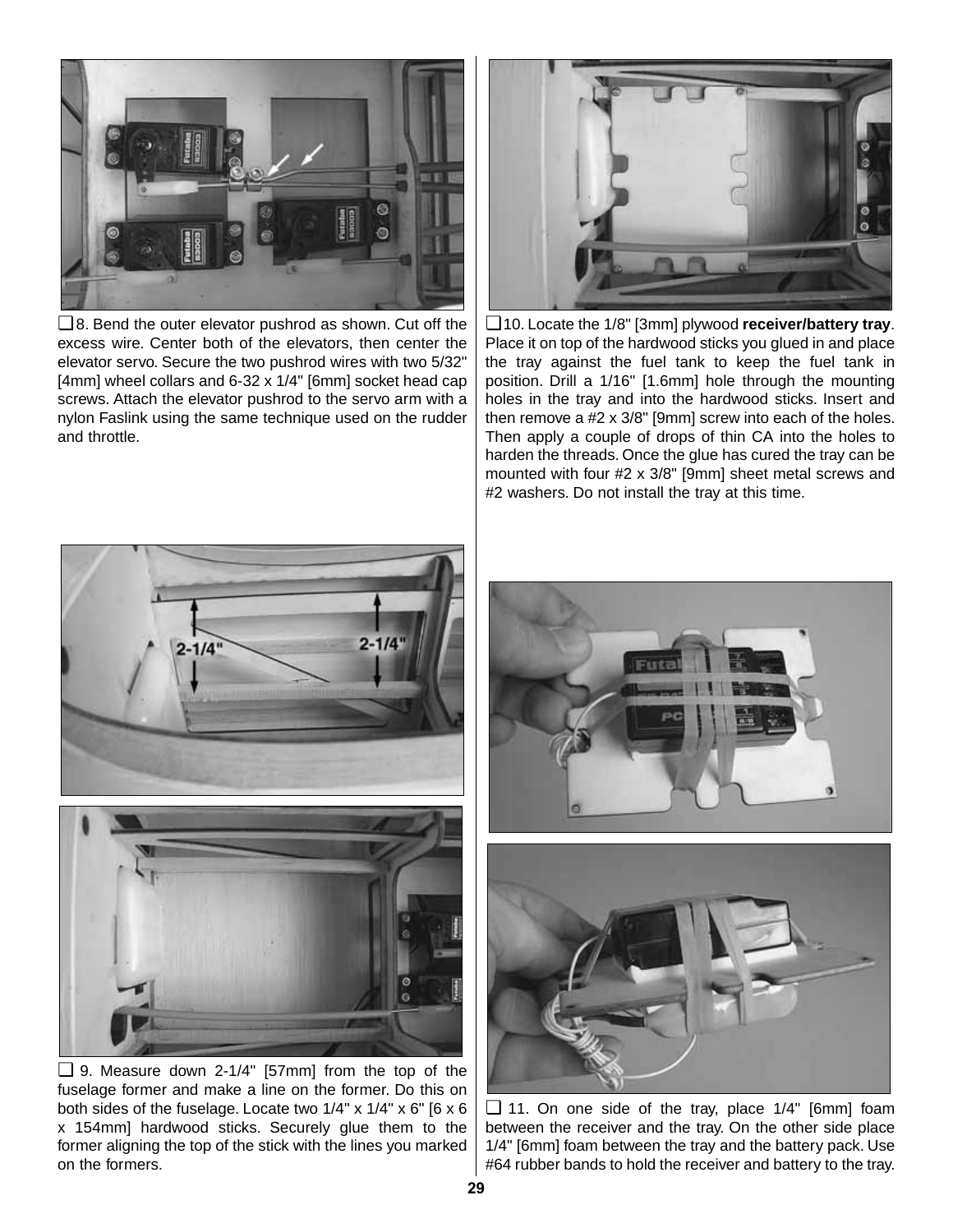❑ 8. Bend the outer elevator pushrod as shown. Cut off the excess wire. Center both of the elevators, then center the elevator servo. Secure the two pushrod wires with two 5/32" [4mm] wheel collars and 6-32 x 1/4" [6mm] socket head cap screws. Attach the elevator pushrod to the servo arm with a nylon Faslink using the same technique used on the rudder and throttle.

❑ 9. Measure down 2-1/4" [57mm] from the top of the fuselage former and make a line on the former. Do this on both sides of the fuselage. Locate two 1/4" x 1/4" x 6" [6 x 6 x 154mm] hardwood sticks. Securely glue them to the former aligning the top of the stick with the lines you marked on the formers.

❑ 10. Locate the 1/8" [3mm] plywood **receiver/battery tray**. Place it on top of the hardwood sticks you glued in and place the tray against the fuel tank to keep the fuel tank in position. Drill a 1/16" [1.6mm] hole through the mounting holes in the tray and into the hardwood sticks. Insert and then remove a #2 x 3/8" [9mm] screw into each of the holes. Then apply a couple of drops of thin CA into the holes to harden the threads. Once the glue has cured the tray can be mounted with four #2 x 3/8" [9mm] sheet metal screws and #2 washers. Do not install the tray at this time.

❑ 11. On one side of the tray, place 1/4" [6mm] foam between the receiver and the tray. On the other side place 1/4" [6mm] foam between the tray and the battery pack. Use #64 rubber bands to hold the receiver and battery to the tray.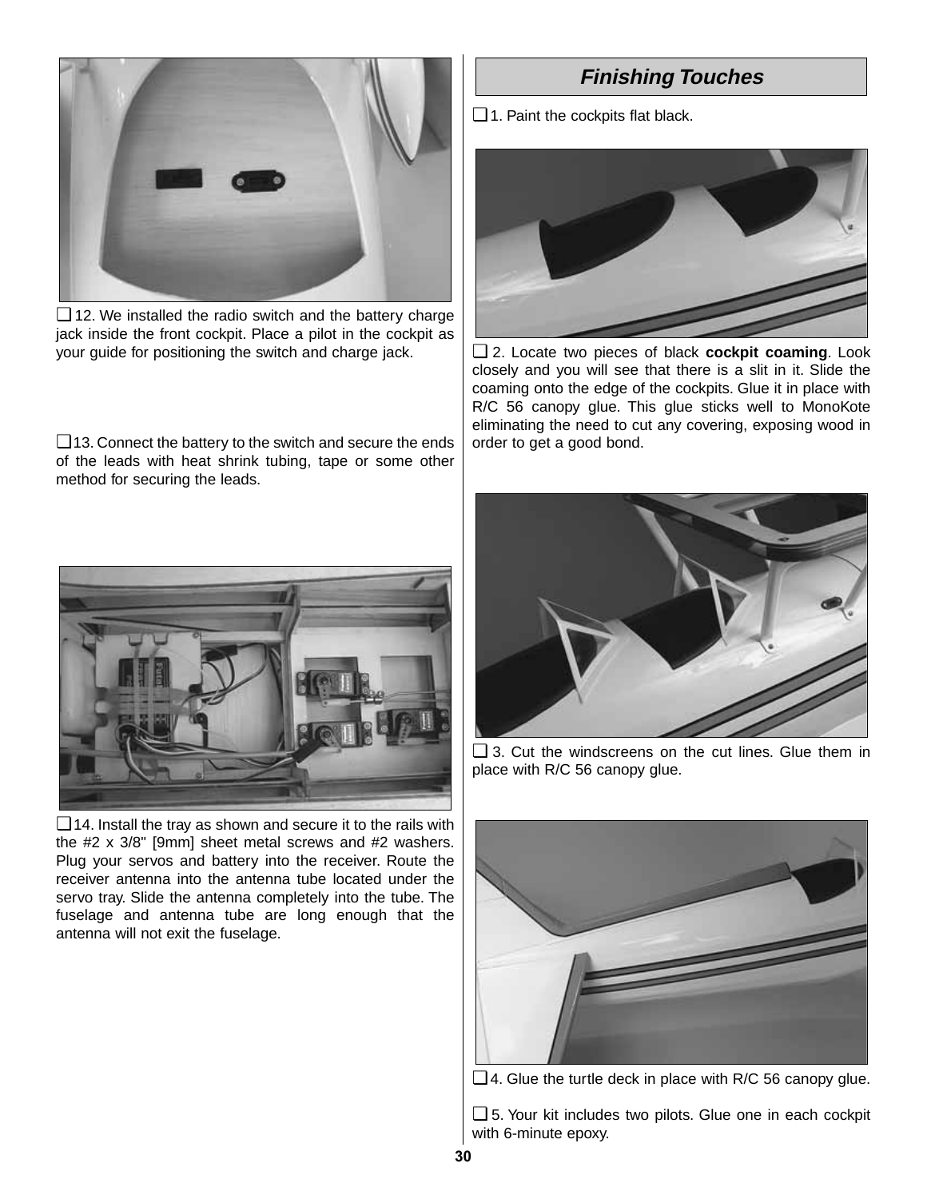❑ 12. We installed the radio switch and the battery charge jack inside the front cockpit. Place a pilot in the cockpit as your guide for positioning the switch and charge jack.

❑ 13. Connect the battery to the switch and secure the ends of the leads with heat shrink tubing, tape or some other method for securing the leads.

❑ 14. Install the tray as shown and secure it to the rails with the #2 x 3/8" [9mm] sheet metal screws and #2 washers. Plug your servos and battery into the receiver. Route the receiver antenna into the antenna tube located under the servo tray. Slide the antenna completely into the tube. The fuselage and antenna tube are long enough that the antenna will not exit the fuselage.

## *Finishing Touches*

❑ 1. Paint the cockpits flat black.

❑ 2. Locate two pieces of black **cockpit coaming**. Look closely and you will see that there is a slit in it. Slide the coaming onto the edge of the cockpits. Glue it in place with R/C 56 canopy glue. This glue sticks well to MonoKote eliminating the need to cut any covering, exposing wood in order to get a good bond.

❑ 3. Cut the windscreens on the cut lines. Glue them in place with R/C 56 canopy glue.

❑ 4. Glue the turtle deck in place with R/C 56 canopy glue.

❑ 5. Your kit includes two pilots. Glue one in each cockpit with 6-minute epoxy.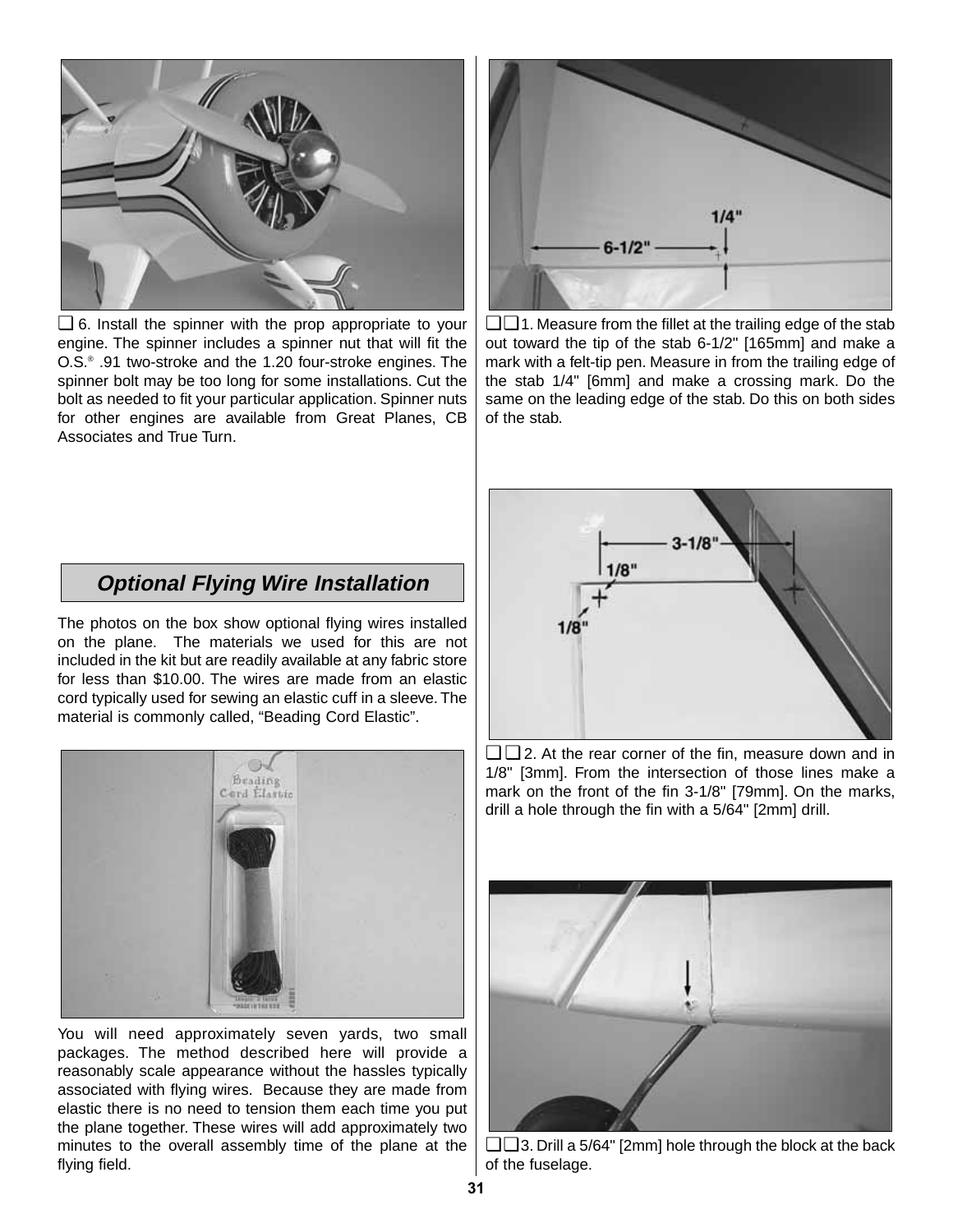❑ 6. Install the spinner with the prop appropriate to your engine. The spinner includes a spinner nut that will fit the O.S.® .91 two-stroke and the 1.20 four-stroke engines. The spinner bolt may be too long for some installations. Cut the bolt as needed to fit your particular application. Spinner nuts for other engines are available from Great Planes, CB Associates and True Turn.

## Optional Flying Wire Installation

The photos on the box show optional flying wires installed on the plane. The materials we used for this are not included in the kit but are readily available at any fabric store for less than $10.00. The wires are made from an elastic cord typically used for sewing an elastic cuff in a sleeve. The material is commonly called, "Beading Cord Elastic".

You will need approximately seven yards, two small packages. The method described here will provide a reasonably scale appearance without the hassles typically associated with flying wires. Because they are made from elastic there is no need to tension them each time you put the plane together. These wires will add approximately two minutes to the overall assembly time of the plane at the flying field.

❑❑ 1. Measure from the fillet at the trailing edge of the stab out toward the tip of the stab 6-1/2" [165mm] and make a mark with a felt-tip pen. Measure in from the trailing edge of the stab 1/4" [6mm] and make a crossing mark. Do the same on the leading edge of the stab. Do this on both sides of the stab.

❑❑ 2. At the rear corner of the fin, measure down and in 1/8" [3mm]. From the intersection of those lines make a mark on the front of the fin 3-1/8" [79mm]. On the marks, drill a hole through the fin with a 5/64" [2mm] drill.

❑❑ 3. Drill a 5/64" [2mm] hole through the block at the back of the fuselage.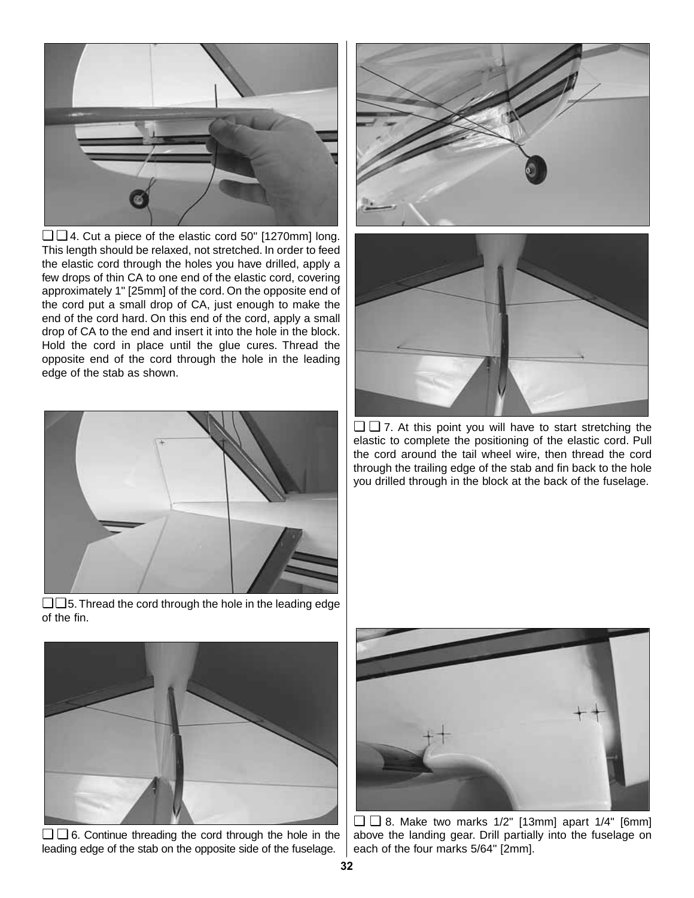❑ ❑ 4. Cut a piece of the elastic cord 50" [1270mm] long. This length should be relaxed, not stretched. In order to feed the elastic cord through the holes you have drilled, apply a few drops of thin CA to one end of the elastic cord, covering approximately 1" [25mm] of the cord. On the opposite end of the cord put a small drop of CA, just enough to make the end of the cord hard. On this end of the cord, apply a small drop of CA to the end and insert it into the hole in the block. Hold the cord in place until the glue cures. Thread the opposite end of the cord through the hole in the leading edge of the stab as shown.

❑ ❑ 5. Thread the cord through the hole in the leading edge of the fin.

❑ ❑ 6. Continue threading the cord through the hole in the leading edge of the stab on the opposite side of the fuselage.

❑ ❑ 7. At this point you will have to start stretching the elastic to complete the positioning of the elastic cord. Pull the cord around the tail wheel wire, then thread the cord through the trailing edge of the stab and fin back to the hole you drilled through in the block at the back of the fuselage.

❑ ❑ 8. Make two marks 1/2" [13mm] apart 1/4" [6mm] above the landing gear. Drill partially into the fuselage on each of the four marks 5/64" [2mm].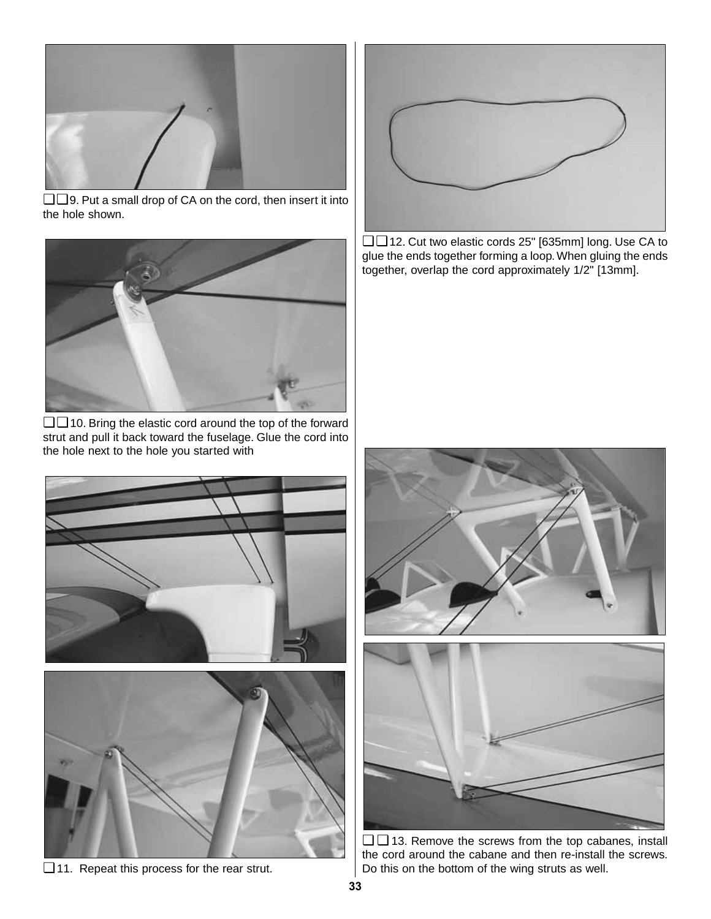❑❑9. Put a small drop of CA on the cord, then insert it into the hole shown.

❑❑10. Bring the elastic cord around the top of the forward strut and pull it back toward the fuselage. Glue the cord into the hole next to the hole you started with

❑11. Repeat this process for the rear strut.

❑❑12. Cut two elastic cords 25" [635mm] long. Use CA to glue the ends together forming a loop. When gluing the ends together, overlap the cord approximately 1/2" [13mm].

❑❑13. Remove the screws from the top cabanes, install the cord around the cabane and then re-install the screws. Do this on the bottom of the wing struts as well.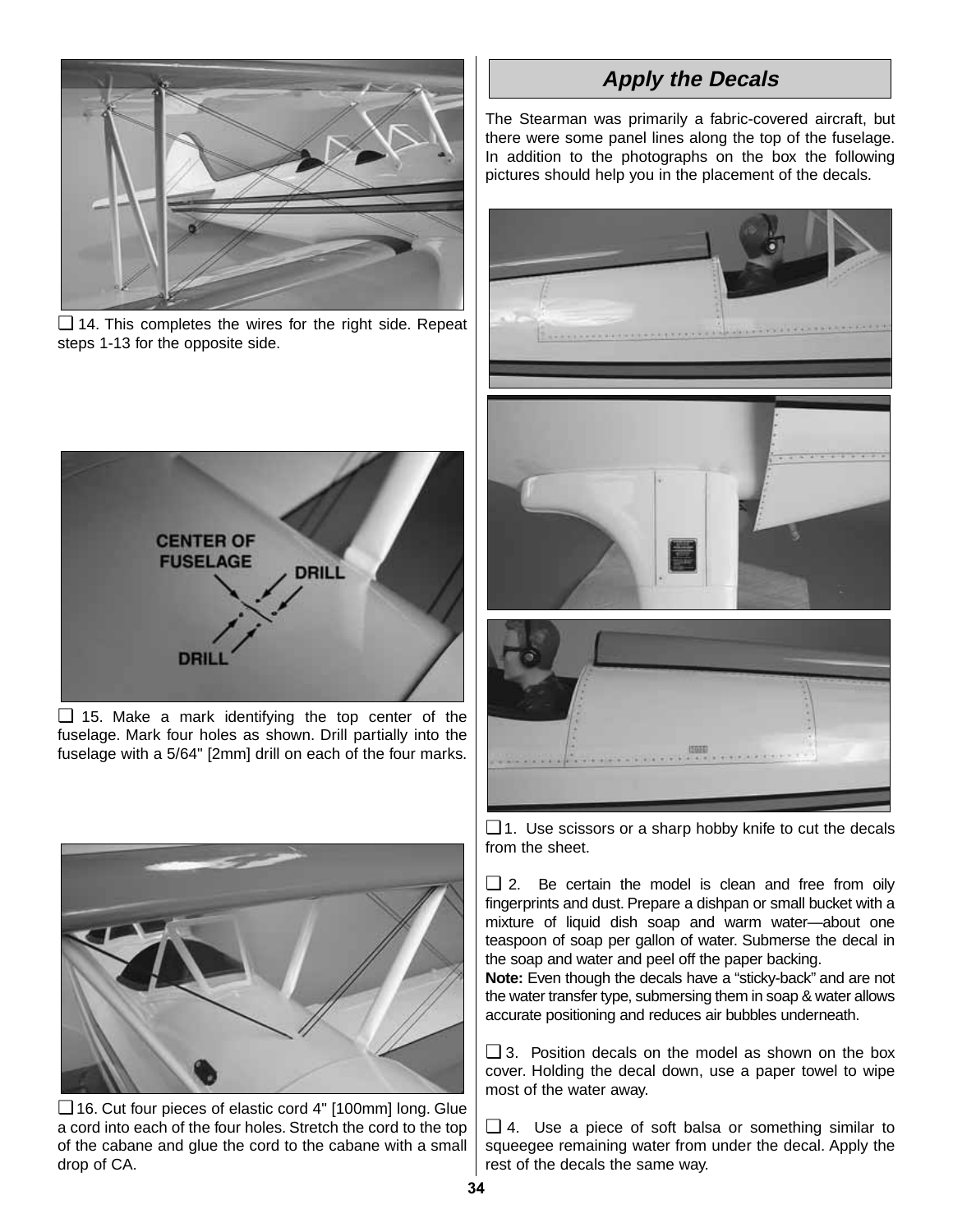❏ 14. This completes the wires for the right side. Repeat steps 1-13 for the opposite side.

CENTER OF FUSELAGE

DRILL

DRILL

❏ 15. Make a mark identifying the top center of the fuselage. Mark four holes as shown. Drill partially into the fuselage with a 5/64" [2mm] drill on each of the four marks.

❏ 16. Cut four pieces of elastic cord 4" [100mm] long. Glue a cord into each of the four holes. Stretch the cord to the top of the cabane and glue the cord to the cabane with a small drop of CA.

## Apply the Decals

The Stearman was primarily a fabric-covered aircraft, but there were some panel lines along the top of the fuselage. In addition to the photographs on the box the following pictures should help you in the placement of the decals.

❏ 1. Use scissors or a sharp hobby knife to cut the decals from the sheet.

❏ 2. Be certain the model is clean and free from oily fingerprints and dust. Prepare a dishpan or small bucket with a mixture of liquid dish soap and warm water—about one teaspoon of soap per gallon of water. Submerse the decal in the soap and water and peel off the paper backing.

**Note:** Even though the decals have a "sticky-back" and are not the water transfer type, submersing them in soap & water allows accurate positioning and reduces air bubbles underneath.

❏ 3. Position decals on the model as shown on the box cover. Holding the decal down, use a paper towel to wipe most of the water away.

❏ 4. Use a piece of soft balsa or something similar to squeegee remaining water from under the decal. Apply the rest of the decals the same way.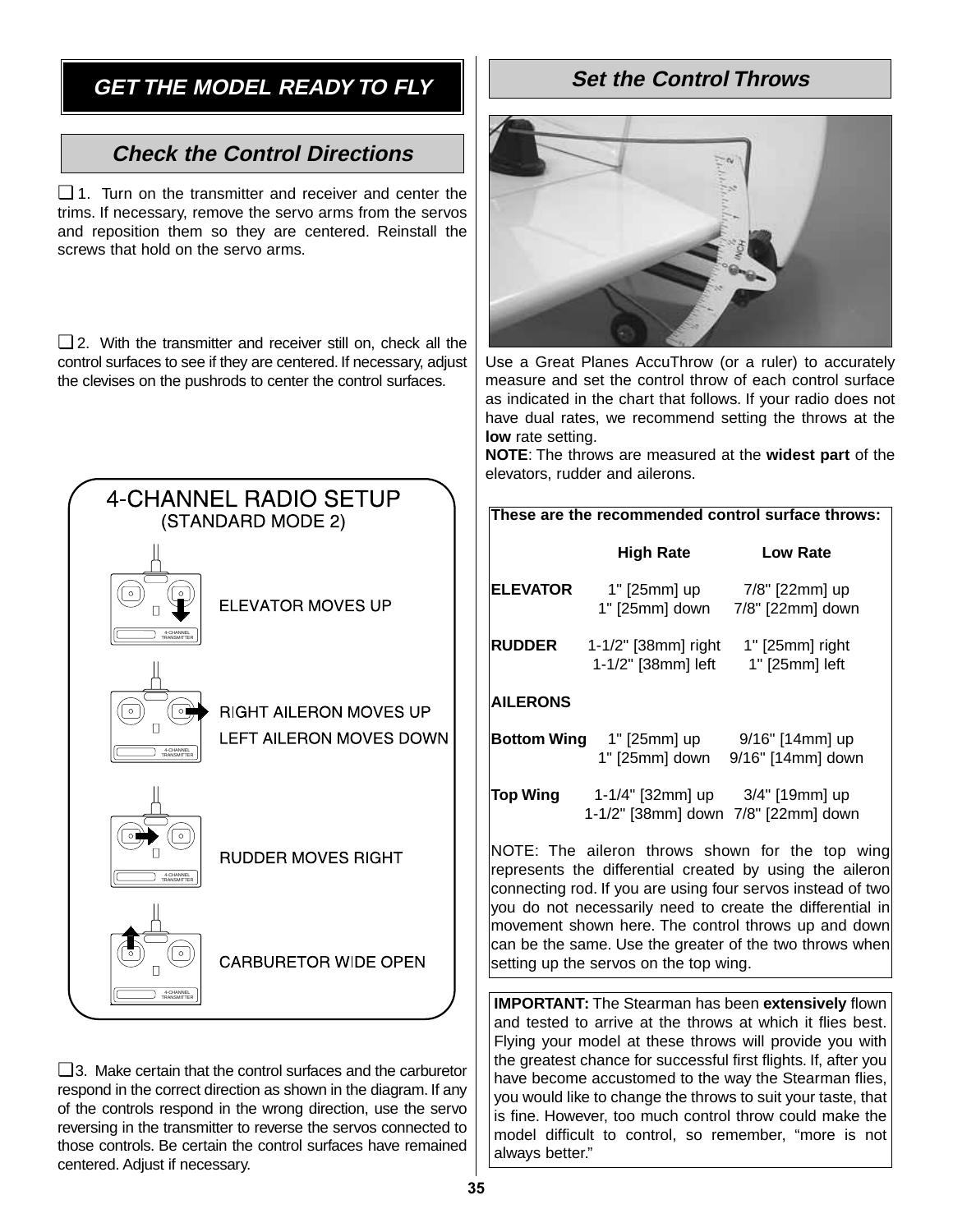# GET THE MODEL READY TO FLY

## Check the Control Directions

❑ 1. Turn on the transmitter and receiver and center the trims. If necessary, remove the servo arms from the servos and reposition them so they are centered. Reinstall the screws that hold on the servo arms.

❑ 2. With the transmitter and receiver still on, check all the control surfaces to see if they are centered. If necessary, adjust the clevises on the pushrods to center the control surfaces.

**4-CHANNEL RADIO SETUP**
**(STANDARD MODE 2)**

- ELEVATOR MOVES UP
- RIGHT AILERON MOVES UP, LEFT AILERON MOVES DOWN
- RUDDER MOVES RIGHT
- CARBURETOR WIDE OPEN

❑ 3. Make certain that the control surfaces and the carburetor respond in the correct direction as shown in the diagram. If any of the controls respond in the wrong direction, use the servo reversing in the transmitter to reverse the servos connected to those controls. Be certain the control surfaces have remained centered. Adjust if necessary.

## Set the Control Throws

Use a Great Planes AccuThrow (or a ruler) to accurately measure and set the control throw of each control surface as indicated in the chart that follows. If your radio does not have dual rates, we recommend setting the throws at the **low** rate setting.

**NOTE**: The throws are measured at the **widest part** of the elevators, rudder and ailerons.

**These are the recommended control surface throws:**

| | High Rate | Low Rate |
|---|---|---|
| **ELEVATOR** | 1" [25mm] up | 7/8" [22mm] up |
| | 1" [25mm] down | 7/8" [22mm] down |
| **RUDDER** | 1-1/2" [38mm] right | 1" [25mm] right |
| | 1-1/2" [38mm] left | 1" [25mm] left |
| **AILERONS** | | |
| **Bottom Wing** | 1" [25mm] up | 9/16" [14mm] up |
| | 1" [25mm] down | 9/16" [14mm] down |
| **Top Wing** | 1-1/4" [32mm] up | 3/4" [19mm] up |
| | 1-1/2" [38mm] down | 7/8" [22mm] down |

NOTE: The aileron throws shown for the top wing represents the differential created by using the aileron connecting rod. If you are using four servos instead of two you do not necessarily need to create the differential in movement shown here. The control throws up and down can be the same. Use the greater of the two throws when setting up the servos on the top wing.

**IMPORTANT:** The Stearman has been **extensively** flown and tested to arrive at the throws at which it flies best. Flying your model at these throws will provide you with the greatest chance for successful first flights. If, after you have become accustomed to the way the Stearman flies, you would like to change the throws to suit your taste, that is fine. However, too much control throw could make the model difficult to control, so remember, "more is not always better."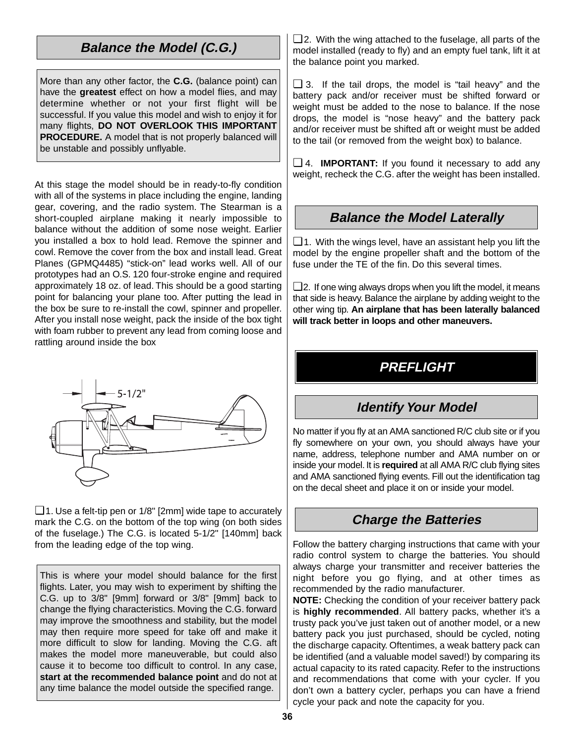## Balance the Model (C.G.)

More than any other factor, the **C.G.** (balance point) can have the **greatest** effect on how a model flies, and may determine whether or not your first flight will be successful. If you value this model and wish to enjoy it for many flights, **DO NOT OVERLOOK THIS IMPORTANT PROCEDURE.** A model that is not properly balanced will be unstable and possibly unflyable.

At this stage the model should be in ready-to-fly condition with all of the systems in place including the engine, landing gear, covering, and the radio system. The Stearman is a short-coupled airplane making it nearly impossible to balance without the addition of some nose weight. Earlier you installed a box to hold lead. Remove the spinner and cowl. Remove the cover from the box and install lead. Great Planes (GPMQ4485) "stick-on" lead works well. All of our prototypes had an O.S. 120 four-stroke engine and required approximately 18 oz. of lead. This should be a good starting point for balancing your plane too. After putting the lead in the box be sure to re-install the cowl, spinner and propeller. After you install nose weight, pack the inside of the box tight with foam rubber to prevent any lead from coming loose and rattling around inside the box

5-1/2"

❑ 1. Use a felt-tip pen or 1/8" [2mm] wide tape to accurately mark the C.G. on the bottom of the top wing (on both sides of the fuselage.) The C.G. is located 5-1/2" [140mm] back from the leading edge of the top wing.

This is where your model should balance for the first flights. Later, you may wish to experiment by shifting the C.G. up to 3/8" [9mm] forward or 3/8" [9mm] back to change the flying characteristics. Moving the C.G. forward may improve the smoothness and stability, but the model may then require more speed for take off and make it more difficult to slow for landing. Moving the C.G. aft makes the model more maneuverable, but could also cause it to become too difficult to control. In any case, **start at the recommended balance point** and do not at any time balance the model outside the specified range.

❑ 2. With the wing attached to the fuselage, all parts of the model installed (ready to fly) and an empty fuel tank, lift it at the balance point you marked.

❑ 3. If the tail drops, the model is "tail heavy" and the battery pack and/or receiver must be shifted forward or weight must be added to the nose to balance. If the nose drops, the model is "nose heavy" and the battery pack and/or receiver must be shifted aft or weight must be added to the tail (or removed from the weight box) to balance.

❑ 4. **IMPORTANT:** If you found it necessary to add any weight, recheck the C.G. after the weight has been installed.

## Balance the Model Laterally

❑ 1. With the wings level, have an assistant help you lift the model by the engine propeller shaft and the bottom of the fuse under the TE of the fin. Do this several times.

❑ 2. If one wing always drops when you lift the model, it means that side is heavy. Balance the airplane by adding weight to the other wing tip. **An airplane that has been laterally balanced will track better in loops and other maneuvers.**

# PREFLIGHT

## Identify Your Model

No matter if you fly at an AMA sanctioned R/C club site or if you fly somewhere on your own, you should always have your name, address, telephone number and AMA number on or inside your model. It is **required** at all AMA R/C club flying sites and AMA sanctioned flying events. Fill out the identification tag on the decal sheet and place it on or inside your model.

## Charge the Batteries

Follow the battery charging instructions that came with your radio control system to charge the batteries. You should always charge your transmitter and receiver batteries the night before you go flying, and at other times as recommended by the radio manufacturer.

**NOTE:** Checking the condition of your receiver battery pack is **highly recommended**. All battery packs, whether it's a trusty pack you've just taken out of another model, or a new battery pack you just purchased, should be cycled, noting the discharge capacity. Oftentimes, a weak battery pack can be identified (and a valuable model saved!) by comparing its actual capacity to its rated capacity. Refer to the instructions and recommendations that come with your cycler. If you don't own a battery cycler, perhaps you can have a friend cycle your pack and note the capacity for you.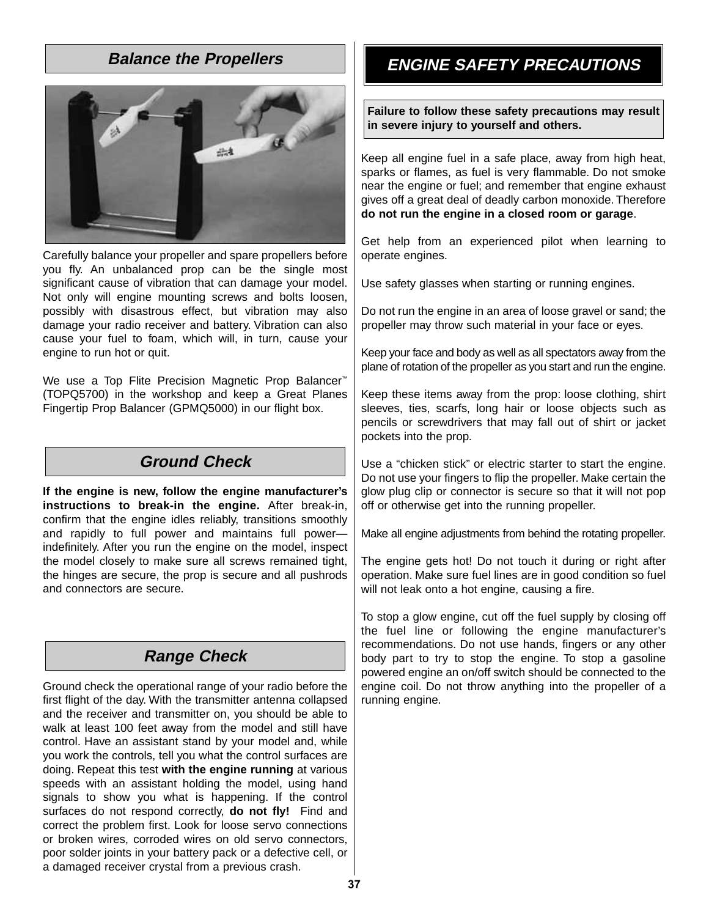## Balance the Propellers

Carefully balance your propeller and spare propellers before you fly. An unbalanced prop can be the single most significant cause of vibration that can damage your model. Not only will engine mounting screws and bolts loosen, possibly with disastrous effect, but vibration may also damage your radio receiver and battery. Vibration can also cause your fuel to foam, which will, in turn, cause your engine to run hot or quit.

We use a Top Flite Precision Magnetic Prop Balancer™ (TOPQ5700) in the workshop and keep a Great Planes Fingertip Prop Balancer (GPMQ5000) in our flight box.

## Ground Check

**If the engine is new, follow the engine manufacturer's instructions to break-in the engine.** After break-in, confirm that the engine idles reliably, transitions smoothly and rapidly to full power and maintains full power—indefinitely. After you run the engine on the model, inspect the model closely to make sure all screws remained tight, the hinges are secure, the prop is secure and all pushrods and connectors are secure.

## Range Check

Ground check the operational range of your radio before the first flight of the day. With the transmitter antenna collapsed and the receiver and transmitter on, you should be able to walk at least 100 feet away from the model and still have control. Have an assistant stand by your model and, while you work the controls, tell you what the control surfaces are doing. Repeat this test **with the engine running** at various speeds with an assistant holding the model, using hand signals to show you what is happening. If the control surfaces do not respond correctly, **do not fly!** Find and correct the problem first. Look for loose servo connections or broken wires, corroded wires on old servo connectors, poor solder joints in your battery pack or a defective cell, or a damaged receiver crystal from a previous crash.

## ENGINE SAFETY PRECAUTIONS

**Failure to follow these safety precautions may result in severe injury to yourself and others.**

Keep all engine fuel in a safe place, away from high heat, sparks or flames, as fuel is very flammable. Do not smoke near the engine or fuel; and remember that engine exhaust gives off a great deal of deadly carbon monoxide. Therefore **do not run the engine in a closed room or garage**.

Get help from an experienced pilot when learning to operate engines.

Use safety glasses when starting or running engines.

Do not run the engine in an area of loose gravel or sand; the propeller may throw such material in your face or eyes.

Keep your face and body as well as all spectators away from the plane of rotation of the propeller as you start and run the engine.

Keep these items away from the prop: loose clothing, shirt sleeves, ties, scarfs, long hair or loose objects such as pencils or screwdrivers that may fall out of shirt or jacket pockets into the prop.

Use a "chicken stick" or electric starter to start the engine. Do not use your fingers to flip the propeller. Make certain the glow plug clip or connector is secure so that it will not pop off or otherwise get into the running propeller.

Make all engine adjustments from behind the rotating propeller.

The engine gets hot! Do not touch it during or right after operation. Make sure fuel lines are in good condition so fuel will not leak onto a hot engine, causing a fire.

To stop a glow engine, cut off the fuel supply by closing off the fuel line or following the engine manufacturer's recommendations. Do not use hands, fingers or any other body part to try to stop the engine. To stop a gasoline powered engine an on/off switch should be connected to the engine coil. Do not throw anything into the propeller of a running engine.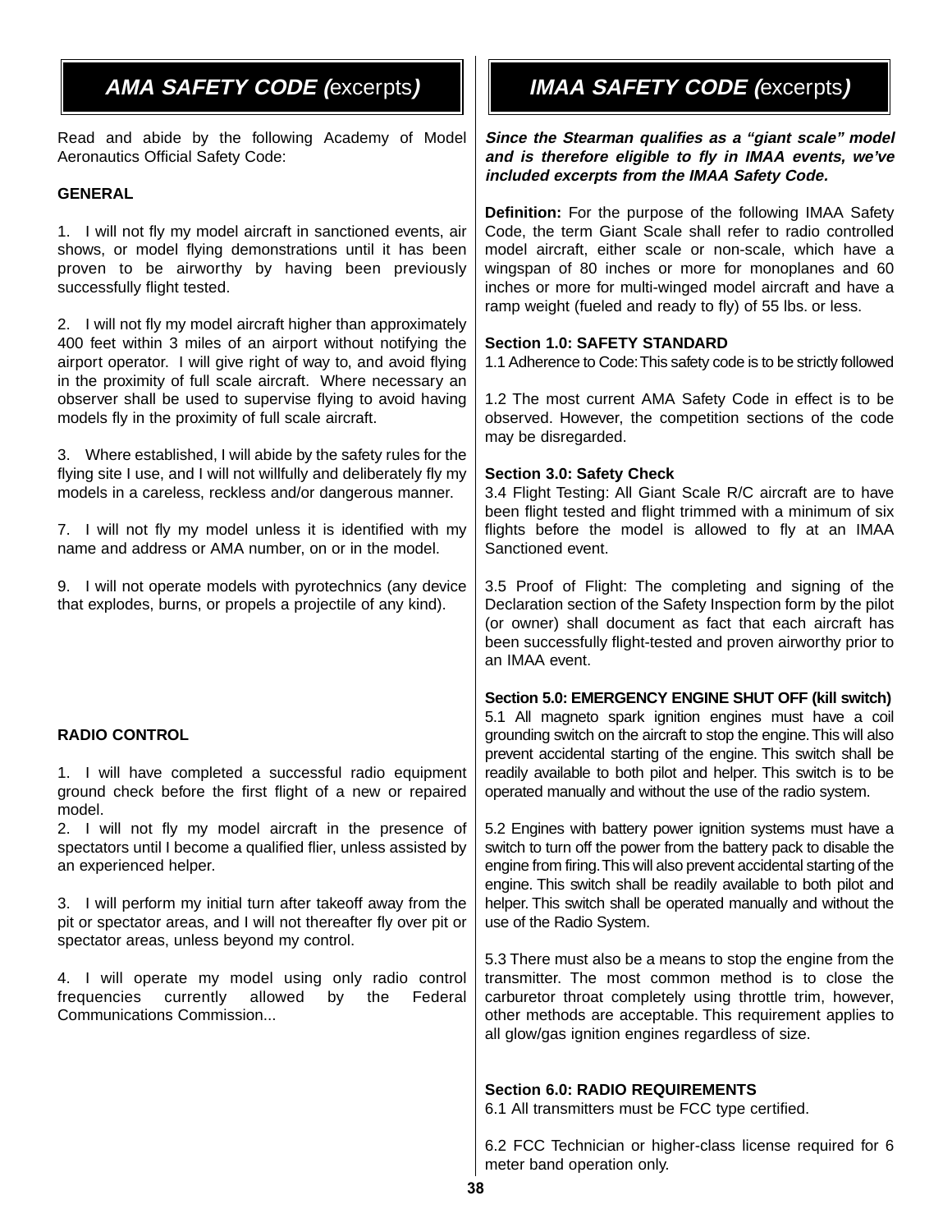## *AMA SAFETY CODE (*excerpts*)*

Read and abide by the following Academy of Model Aeronautics Official Safety Code:

### GENERAL

1. I will not fly my model aircraft in sanctioned events, air shows, or model flying demonstrations until it has been proven to be airworthy by having been previously successfully flight tested.

2. I will not fly my model aircraft higher than approximately 400 feet within 3 miles of an airport without notifying the airport operator. I will give right of way to, and avoid flying in the proximity of full scale aircraft. Where necessary an observer shall be used to supervise flying to avoid having models fly in the proximity of full scale aircraft.

3. Where established, I will abide by the safety rules for the flying site I use, and I will not willfully and deliberately fly my models in a careless, reckless and/or dangerous manner.

7. I will not fly my model unless it is identified with my name and address or AMA number, on or in the model.

9. I will not operate models with pyrotechnics (any device that explodes, burns, or propels a projectile of any kind).

### RADIO CONTROL

1. I will have completed a successful radio equipment ground check before the first flight of a new or repaired model.

2. I will not fly my model aircraft in the presence of spectators until I become a qualified flier, unless assisted by an experienced helper.

3. I will perform my initial turn after takeoff away from the pit or spectator areas, and I will not thereafter fly over pit or spectator areas, unless beyond my control.

4. I will operate my model using only radio control frequencies currently allowed by the Federal Communications Commission...

## *IMAA SAFETY CODE (*excerpts*)*

***Since the Stearman qualifies as a "giant scale" model and is therefore eligible to fly in IMAA events, we've included excerpts from the IMAA Safety Code.***

**Definition:** For the purpose of the following IMAA Safety Code, the term Giant Scale shall refer to radio controlled model aircraft, either scale or non-scale, which have a wingspan of 80 inches or more for monoplanes and 60 inches or more for multi-winged model aircraft and have a ramp weight (fueled and ready to fly) of 55 lbs. or less.

**Section 1.0: SAFETY STANDARD**

1.1 Adherence to Code: This safety code is to be strictly followed

1.2 The most current AMA Safety Code in effect is to be observed. However, the competition sections of the code may be disregarded.

**Section 3.0: Safety Check**

3.4 Flight Testing: All Giant Scale R/C aircraft are to have been flight tested and flight trimmed with a minimum of six flights before the model is allowed to fly at an IMAA Sanctioned event.

3.5 Proof of Flight: The completing and signing of the Declaration section of the Safety Inspection form by the pilot (or owner) shall document as fact that each aircraft has been successfully flight-tested and proven airworthy prior to an IMAA event.

**Section 5.0: EMERGENCY ENGINE SHUT OFF (kill switch)**

5.1 All magneto spark ignition engines must have a coil grounding switch on the aircraft to stop the engine. This will also prevent accidental starting of the engine. This switch shall be readily available to both pilot and helper. This switch is to be operated manually and without the use of the radio system.

5.2 Engines with battery power ignition systems must have a switch to turn off the power from the battery pack to disable the engine from firing. This will also prevent accidental starting of the engine. This switch shall be readily available to both pilot and helper. This switch shall be operated manually and without the use of the Radio System.

5.3 There must also be a means to stop the engine from the transmitter. The most common method is to close the carburetor throat completely using throttle trim, however, other methods are acceptable. This requirement applies to all glow/gas ignition engines regardless of size.

**Section 6.0: RADIO REQUIREMENTS**

6.1 All transmitters must be FCC type certified.

6.2 FCC Technician or higher-class license required for 6 meter band operation only.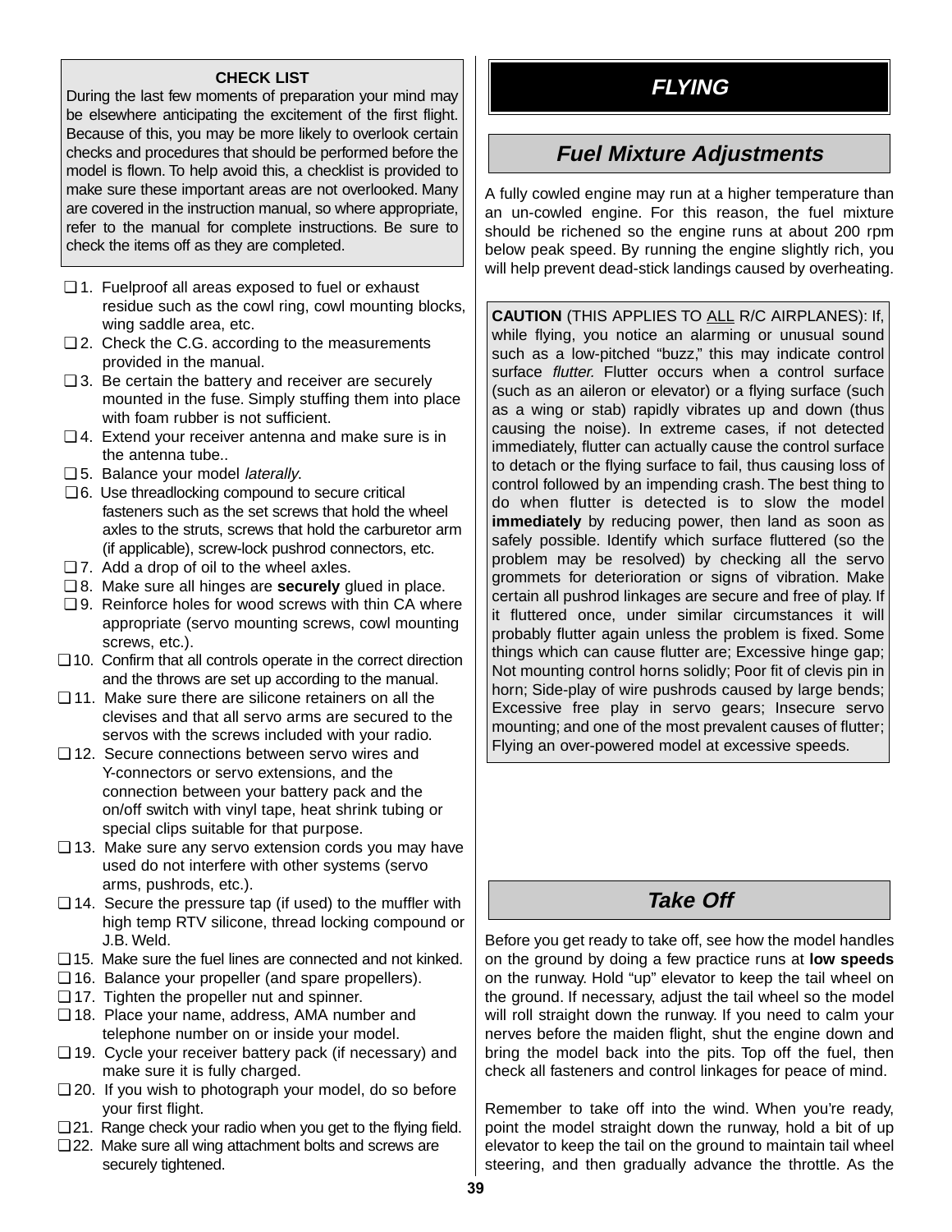**CHECK LIST**

During the last few moments of preparation your mind may be elsewhere anticipating the excitement of the first flight. Because of this, you may be more likely to overlook certain checks and procedures that should be performed before the model is flown. To help avoid this, a checklist is provided to make sure these important areas are not overlooked. Many are covered in the instruction manual, so where appropriate, refer to the manual for complete instructions. Be sure to check the items off as they are completed.

- ❑ 1. Fuelproof all areas exposed to fuel or exhaust residue such as the cowl ring, cowl mounting blocks, wing saddle area, etc.
- ❑ 2. Check the C.G. according to the measurements provided in the manual.
- ❑ 3. Be certain the battery and receiver are securely mounted in the fuse. Simply stuffing them into place with foam rubber is not sufficient.
- ❑ 4. Extend your receiver antenna and make sure is in the antenna tube..
- ❑ 5. Balance your model *laterally.*
- ❑ 6. Use threadlocking compound to secure critical fasteners such as the set screws that hold the wheel axles to the struts, screws that hold the carburetor arm (if applicable), screw-lock pushrod connectors, etc.
- ❑ 7. Add a drop of oil to the wheel axles.
- ❑ 8. Make sure all hinges are **securely** glued in place.
- ❑ 9. Reinforce holes for wood screws with thin CA where appropriate (servo mounting screws, cowl mounting screws, etc.).
- ❑ 10. Confirm that all controls operate in the correct direction and the throws are set up according to the manual.
- ❑ 11. Make sure there are silicone retainers on all the clevises and that all servo arms are secured to the servos with the screws included with your radio.
- ❑ 12. Secure connections between servo wires and Y-connectors or servo extensions, and the connection between your battery pack and the on/off switch with vinyl tape, heat shrink tubing or special clips suitable for that purpose.
- ❑ 13. Make sure any servo extension cords you may have used do not interfere with other systems (servo arms, pushrods, etc.).
- ❑ 14. Secure the pressure tap (if used) to the muffler with high temp RTV silicone, thread locking compound or J.B. Weld.
- ❑ 15. Make sure the fuel lines are connected and not kinked.
- ❑ 16. Balance your propeller (and spare propellers).
- ❑ 17. Tighten the propeller nut and spinner.
- ❑ 18. Place your name, address, AMA number and telephone number on or inside your model.
- ❑ 19. Cycle your receiver battery pack (if necessary) and make sure it is fully charged.
- ❑ 20. If you wish to photograph your model, do so before your first flight.
- ❑ 21. Range check your radio when you get to the flying field.
- ❑ 22. Make sure all wing attachment bolts and screws are securely tightened.

# *FLYING*

## *Fuel Mixture Adjustments*

A fully cowled engine may run at a higher temperature than an un-cowled engine. For this reason, the fuel mixture should be richened so the engine runs at about 200 rpm below peak speed. By running the engine slightly rich, you will help prevent dead-stick landings caused by overheating.

**CAUTION** (THIS APPLIES TO ALL R/C AIRPLANES): If, while flying, you notice an alarming or unusual sound such as a low-pitched “buzz,” this may indicate control surface *flutter.* Flutter occurs when a control surface (such as an aileron or elevator) or a flying surface (such as a wing or stab) rapidly vibrates up and down (thus causing the noise). In extreme cases, if not detected immediately, flutter can actually cause the control surface to detach or the flying surface to fail, thus causing loss of control followed by an impending crash. The best thing to do when flutter is detected is to slow the model **immediately** by reducing power, then land as soon as safely possible. Identify which surface fluttered (so the problem may be resolved) by checking all the servo grommets for deterioration or signs of vibration. Make certain all pushrod linkages are secure and free of play. If it fluttered once, under similar circumstances it will probably flutter again unless the problem is fixed. Some things which can cause flutter are; Excessive hinge gap; Not mounting control horns solidly; Poor fit of clevis pin in horn; Side-play of wire pushrods caused by large bends; Excessive free play in servo gears; Insecure servo mounting; and one of the most prevalent causes of flutter; Flying an over-powered model at excessive speeds.

## *Take Off*

Before you get ready to take off, see how the model handles on the ground by doing a few practice runs at **low speeds** on the runway. Hold “up” elevator to keep the tail wheel on the ground. If necessary, adjust the tail wheel so the model will roll straight down the runway. If you need to calm your nerves before the maiden flight, shut the engine down and bring the model back into the pits. Top off the fuel, then check all fasteners and control linkages for peace of mind.

Remember to take off into the wind. When you’re ready, point the model straight down the runway, hold a bit of up elevator to keep the tail on the ground to maintain tail wheel steering, and then gradually advance the throttle. As the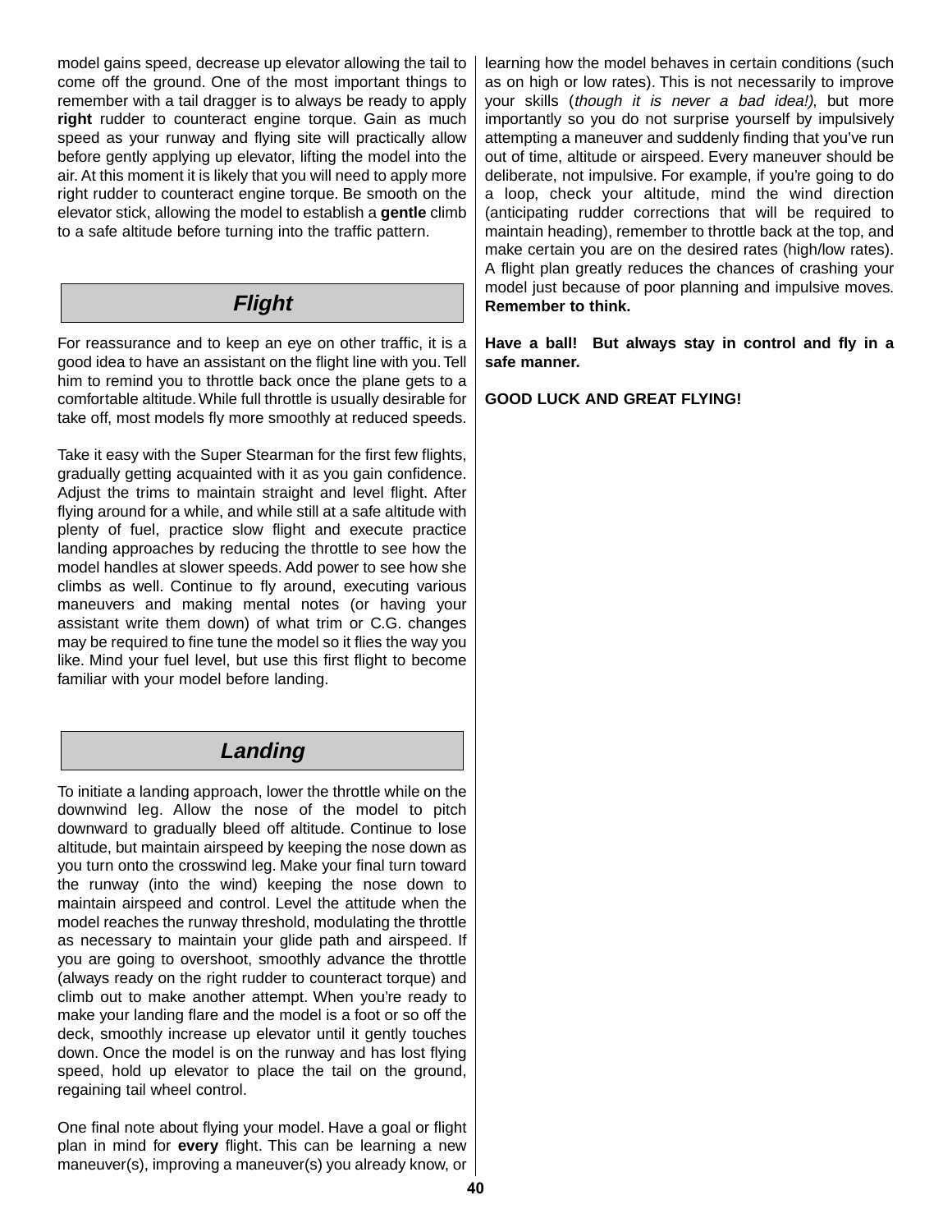model gains speed, decrease up elevator allowing the tail to come off the ground. One of the most important things to remember with a tail dragger is to always be ready to apply **right** rudder to counteract engine torque. Gain as much speed as your runway and flying site will practically allow before gently applying up elevator, lifting the model into the air. At this moment it is likely that you will need to apply more right rudder to counteract engine torque. Be smooth on the elevator stick, allowing the model to establish a **gentle** climb to a safe altitude before turning into the traffic pattern.

## *Flight*

For reassurance and to keep an eye on other traffic, it is a good idea to have an assistant on the flight line with you. Tell him to remind you to throttle back once the plane gets to a comfortable altitude. While full throttle is usually desirable for take off, most models fly more smoothly at reduced speeds.

Take it easy with the Super Stearman for the first few flights, gradually getting acquainted with it as you gain confidence. Adjust the trims to maintain straight and level flight. After flying around for a while, and while still at a safe altitude with plenty of fuel, practice slow flight and execute practice landing approaches by reducing the throttle to see how the model handles at slower speeds. Add power to see how she climbs as well. Continue to fly around, executing various maneuvers and making mental notes (or having your assistant write them down) of what trim or C.G. changes may be required to fine tune the model so it flies the way you like. Mind your fuel level, but use this first flight to become familiar with your model before landing.

## *Landing*

To initiate a landing approach, lower the throttle while on the downwind leg. Allow the nose of the model to pitch downward to gradually bleed off altitude. Continue to lose altitude, but maintain airspeed by keeping the nose down as you turn onto the crosswind leg. Make your final turn toward the runway (into the wind) keeping the nose down to maintain airspeed and control. Level the attitude when the model reaches the runway threshold, modulating the throttle as necessary to maintain your glide path and airspeed. If you are going to overshoot, smoothly advance the throttle (always ready on the right rudder to counteract torque) and climb out to make another attempt. When you're ready to make your landing flare and the model is a foot or so off the deck, smoothly increase up elevator until it gently touches down. Once the model is on the runway and has lost flying speed, hold up elevator to place the tail on the ground, regaining tail wheel control.

One final note about flying your model. Have a goal or flight plan in mind for **every** flight. This can be learning a new maneuver(s), improving a maneuver(s) you already know, or learning how the model behaves in certain conditions (such as on high or low rates). This is not necessarily to improve your skills (*though it is never a bad idea!)*, but more importantly so you do not surprise yourself by impulsively attempting a maneuver and suddenly finding that you've run out of time, altitude or airspeed. Every maneuver should be deliberate, not impulsive. For example, if you're going to do a loop, check your altitude, mind the wind direction (anticipating rudder corrections that will be required to maintain heading), remember to throttle back at the top, and make certain you are on the desired rates (high/low rates). A flight plan greatly reduces the chances of crashing your model just because of poor planning and impulsive moves. **Remember to think.**

**Have a ball! But always stay in control and fly in a safe manner.**

**GOOD LUCK AND GREAT FLYING!**